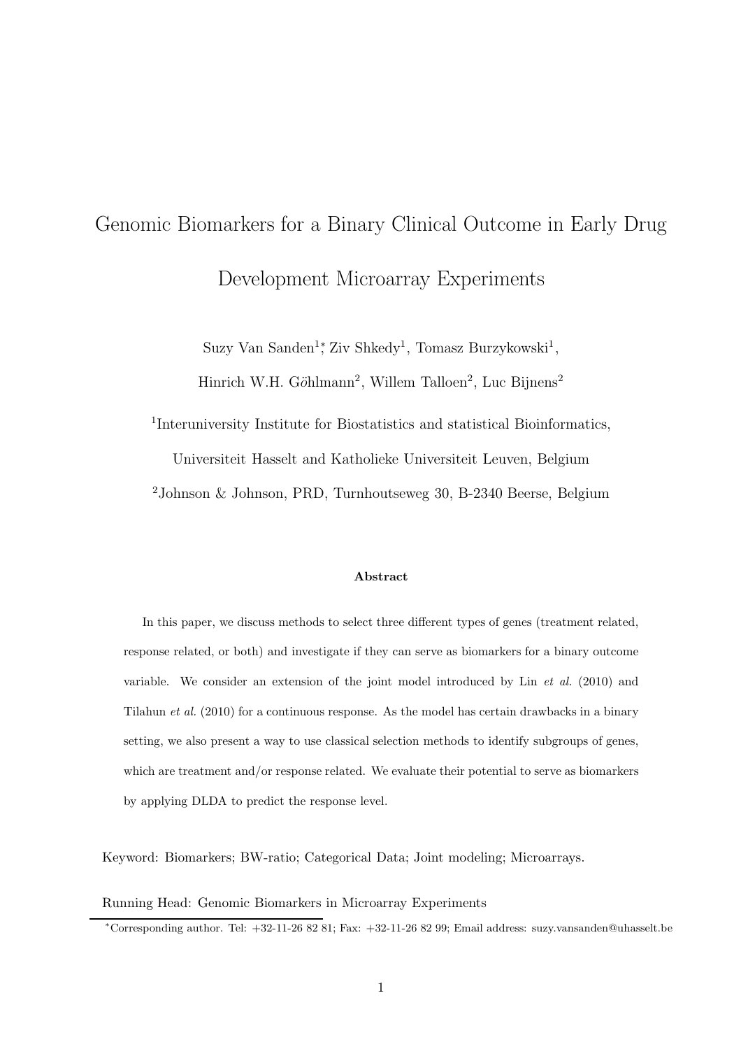# Genomic Biomarkers for a Binary Clinical Outcome in Early Drug Development Microarray Experiments

Suzy Van Sanden[1,*], Ziv Shkedy[1], Tomasz Burzykowski[1],

Hinrich W.H. Göhlmann[2], Willem Talloen[2], Luc Bijnens[2]

[1]Interuniversity Institute for Biostatistics and statistical Bioinformatics,

Universiteit Hasselt and Katholieke Universiteit Leuven, Belgium

[2]Johnson & Johnson, PRD, Turnhoutseweg 30, B-2340 Beerse, Belgium

**Abstract**

In this paper, we discuss methods to select three different types of genes (treatment related, response related, or both) and investigate if they can serve as biomarkers for a binary outcome variable. We consider an extension of the joint model introduced by Lin *et al.* (2010) and Tilahun *et al.* (2010) for a continuous response. As the model has certain drawbacks in a binary setting, we also present a way to use classical selection methods to identify subgroups of genes, which are treatment and/or response related. We evaluate their potential to serve as biomarkers by applying DLDA to predict the response level.

Keyword: Biomarkers; BW-ratio; Categorical Data; Joint modeling; Microarrays.

Running Head: Genomic Biomarkers in Microarray Experiments

[*]Corresponding author. Tel: +32-11-26 82 81; Fax: +32-11-26 82 99; Email address: suzy.vansanden@uhasselt.be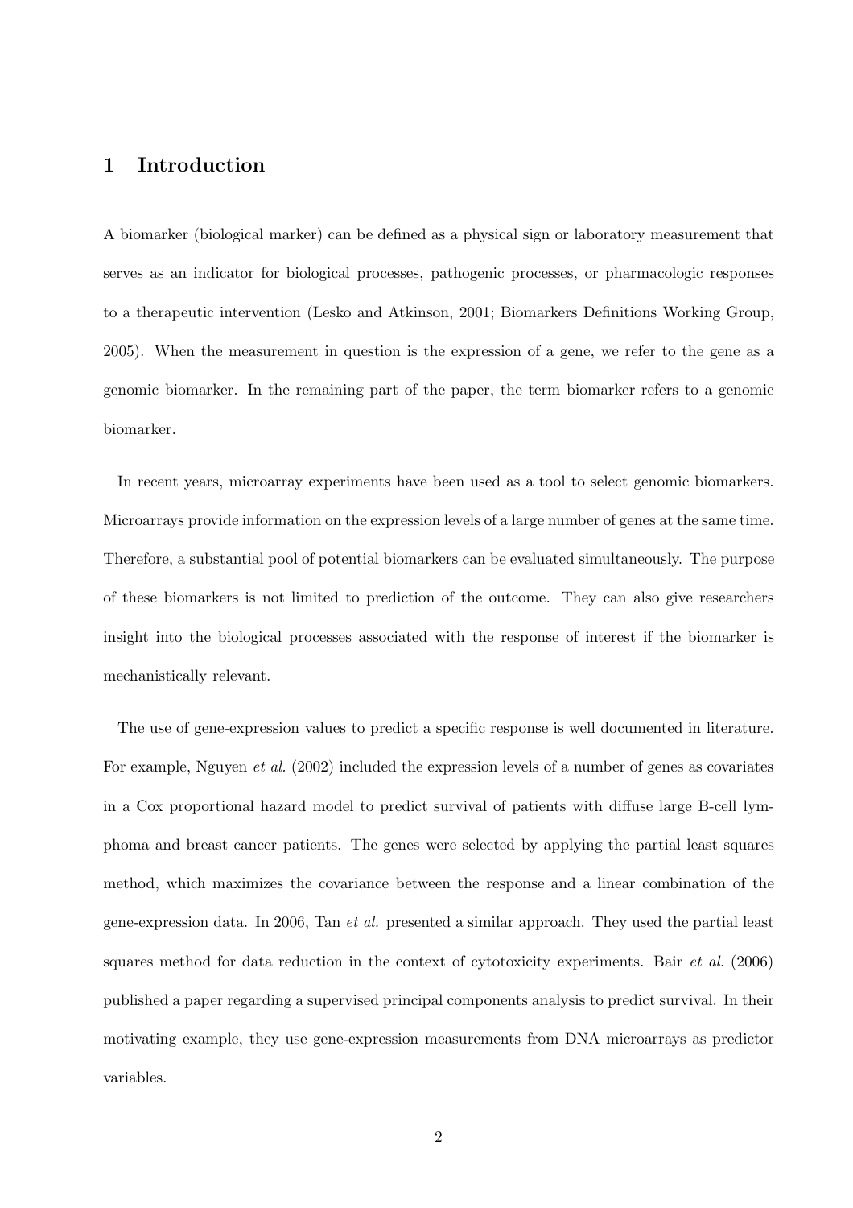## 1 Introduction

A biomarker (biological marker) can be defined as a physical sign or laboratory measurement that serves as an indicator for biological processes, pathogenic processes, or pharmacologic responses to a therapeutic intervention (Lesko and Atkinson, 2001; Biomarkers Definitions Working Group, 2005). When the measurement in question is the expression of a gene, we refer to the gene as a genomic biomarker. In the remaining part of the paper, the term biomarker refers to a genomic biomarker.

In recent years, microarray experiments have been used as a tool to select genomic biomarkers. Microarrays provide information on the expression levels of a large number of genes at the same time. Therefore, a substantial pool of potential biomarkers can be evaluated simultaneously. The purpose of these biomarkers is not limited to prediction of the outcome. They can also give researchers insight into the biological processes associated with the response of interest if the biomarker is mechanistically relevant.

The use of gene-expression values to predict a specific response is well documented in literature. For example, Nguyen *et al.* (2002) included the expression levels of a number of genes as covariates in a Cox proportional hazard model to predict survival of patients with diffuse large B-cell lymphoma and breast cancer patients. The genes were selected by applying the partial least squares method, which maximizes the covariance between the response and a linear combination of the gene-expression data. In 2006, Tan *et al.* presented a similar approach. They used the partial least squares method for data reduction in the context of cytotoxicity experiments. Bair *et al.* (2006) published a paper regarding a supervised principal components analysis to predict survival. In their motivating example, they use gene-expression measurements from DNA microarrays as predictor variables.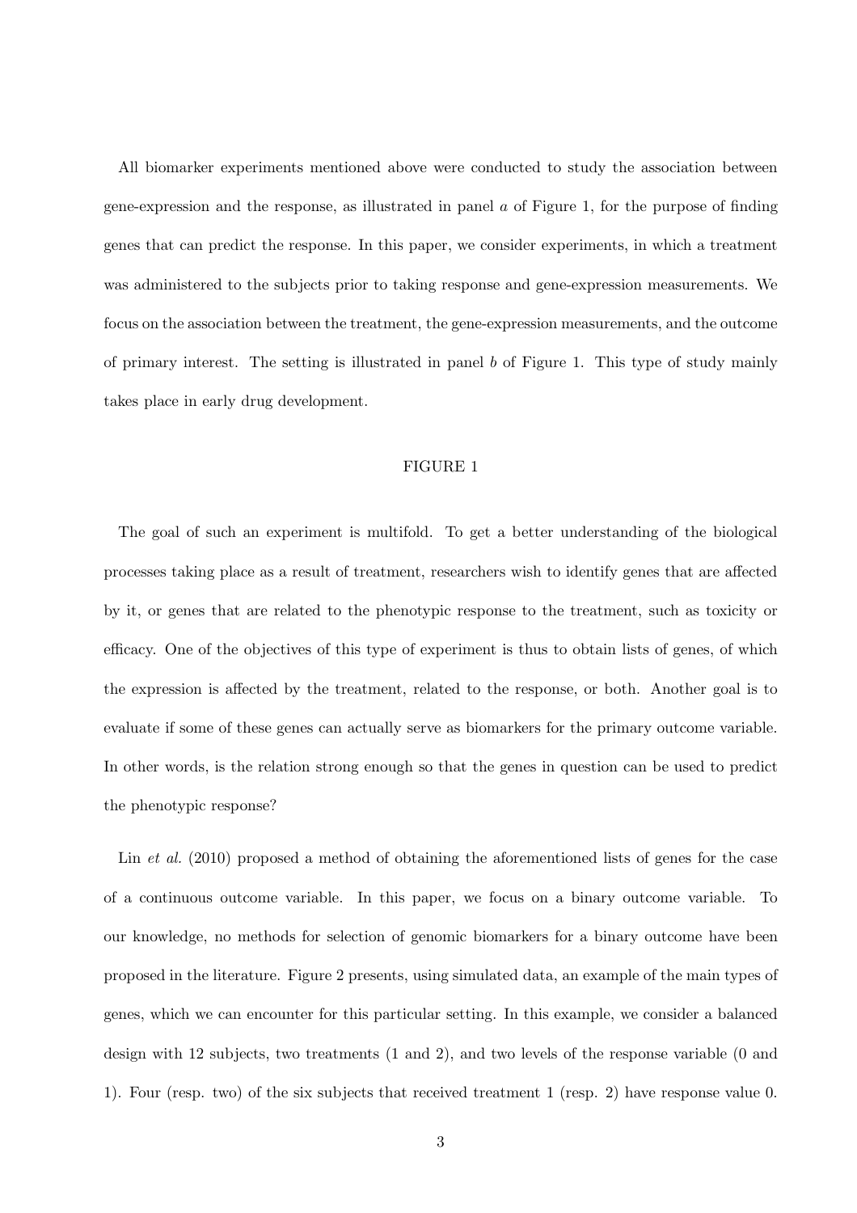All biomarker experiments mentioned above were conducted to study the association between gene-expression and the response, as illustrated in panel *a* of Figure 1, for the purpose of finding genes that can predict the response. In this paper, we consider experiments, in which a treatment was administered to the subjects prior to taking response and gene-expression measurements. We focus on the association between the treatment, the gene-expression measurements, and the outcome of primary interest. The setting is illustrated in panel *b* of Figure 1. This type of study mainly takes place in early drug development.

FIGURE 1

The goal of such an experiment is multifold. To get a better understanding of the biological processes taking place as a result of treatment, researchers wish to identify genes that are affected by it, or genes that are related to the phenotypic response to the treatment, such as toxicity or efficacy. One of the objectives of this type of experiment is thus to obtain lists of genes, of which the expression is affected by the treatment, related to the response, or both. Another goal is to evaluate if some of these genes can actually serve as biomarkers for the primary outcome variable. In other words, is the relation strong enough so that the genes in question can be used to predict the phenotypic response?

Lin *et al.* (2010) proposed a method of obtaining the aforementioned lists of genes for the case of a continuous outcome variable. In this paper, we focus on a binary outcome variable. To our knowledge, no methods for selection of genomic biomarkers for a binary outcome have been proposed in the literature. Figure 2 presents, using simulated data, an example of the main types of genes, which we can encounter for this particular setting. In this example, we consider a balanced design with 12 subjects, two treatments (1 and 2), and two levels of the response variable (0 and 1). Four (resp. two) of the six subjects that received treatment 1 (resp. 2) have response value 0.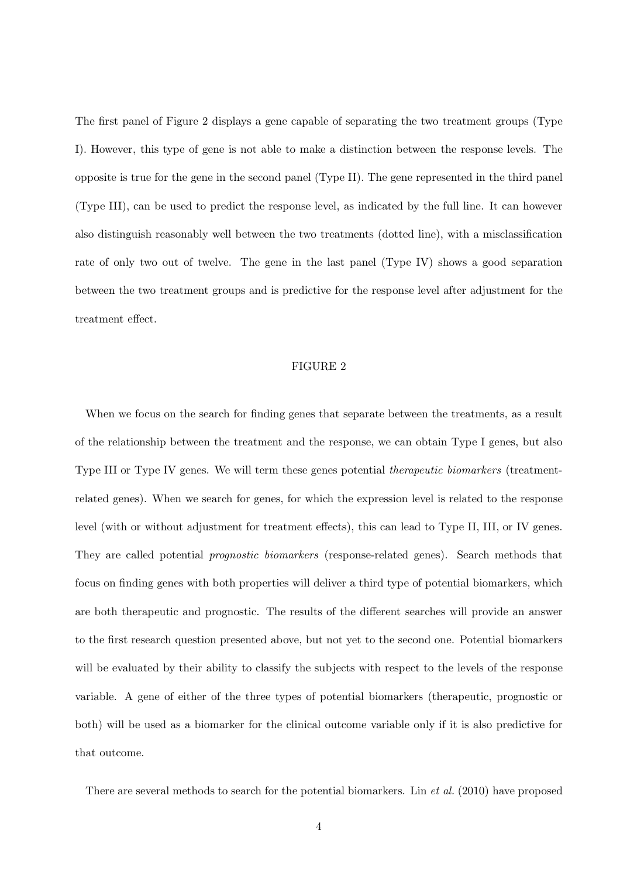The first panel of Figure 2 displays a gene capable of separating the two treatment groups (Type I). However, this type of gene is not able to make a distinction between the response levels. The opposite is true for the gene in the second panel (Type II). The gene represented in the third panel (Type III), can be used to predict the response level, as indicated by the full line. It can however also distinguish reasonably well between the two treatments (dotted line), with a misclassification rate of only two out of twelve. The gene in the last panel (Type IV) shows a good separation between the two treatment groups and is predictive for the response level after adjustment for the treatment effect.

FIGURE 2

When we focus on the search for finding genes that separate between the treatments, as a result of the relationship between the treatment and the response, we can obtain Type I genes, but also Type III or Type IV genes. We will term these genes potential *therapeutic biomarkers* (treatment-related genes). When we search for genes, for which the expression level is related to the response level (with or without adjustment for treatment effects), this can lead to Type II, III, or IV genes. They are called potential *prognostic biomarkers* (response-related genes). Search methods that focus on finding genes with both properties will deliver a third type of potential biomarkers, which are both therapeutic and prognostic. The results of the different searches will provide an answer to the first research question presented above, but not yet to the second one. Potential biomarkers will be evaluated by their ability to classify the subjects with respect to the levels of the response variable. A gene of either of the three types of potential biomarkers (therapeutic, prognostic or both) will be used as a biomarker for the clinical outcome variable only if it is also predictive for that outcome.

There are several methods to search for the potential biomarkers. Lin *et al.* (2010) have proposed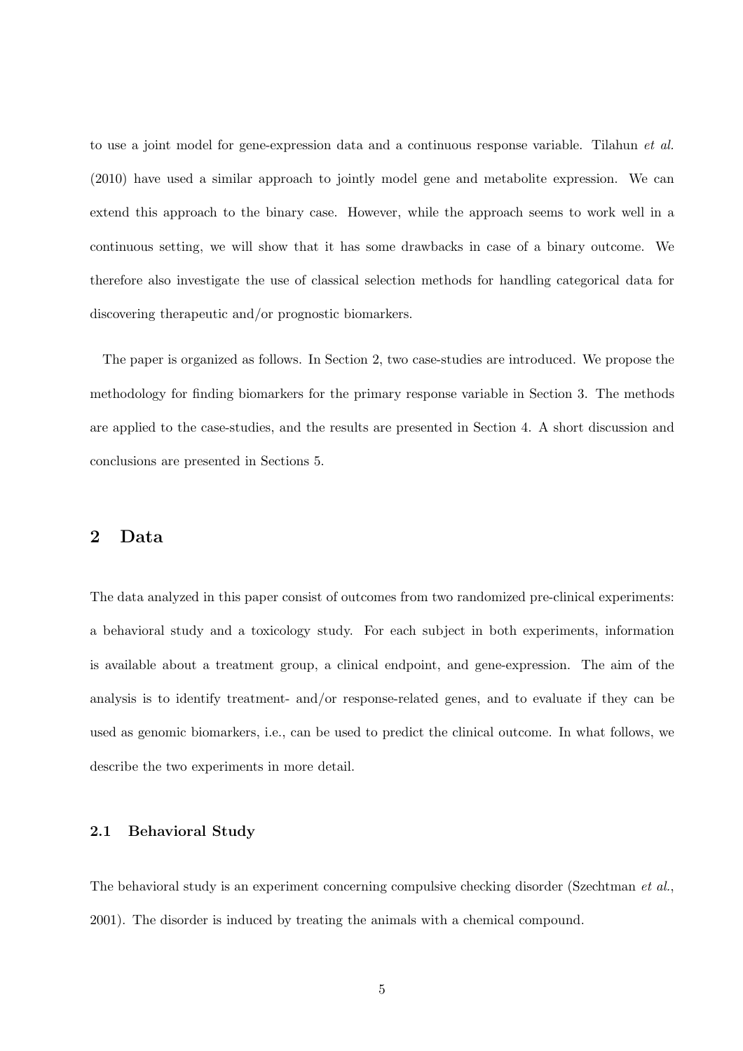to use a joint model for gene-expression data and a continuous response variable. Tilahun *et al.* (2010) have used a similar approach to jointly model gene and metabolite expression. We can extend this approach to the binary case. However, while the approach seems to work well in a continuous setting, we will show that it has some drawbacks in case of a binary outcome. We therefore also investigate the use of classical selection methods for handling categorical data for discovering therapeutic and/or prognostic biomarkers.

The paper is organized as follows. In Section 2, two case-studies are introduced. We propose the methodology for finding biomarkers for the primary response variable in Section 3. The methods are applied to the case-studies, and the results are presented in Section 4. A short discussion and conclusions are presented in Sections 5.

## 2 Data

The data analyzed in this paper consist of outcomes from two randomized pre-clinical experiments: a behavioral study and a toxicology study. For each subject in both experiments, information is available about a treatment group, a clinical endpoint, and gene-expression. The aim of the analysis is to identify treatment- and/or response-related genes, and to evaluate if they can be used as genomic biomarkers, i.e., can be used to predict the clinical outcome. In what follows, we describe the two experiments in more detail.

### 2.1 Behavioral Study

The behavioral study is an experiment concerning compulsive checking disorder (Szechtman *et al.*, 2001). The disorder is induced by treating the animals with a chemical compound.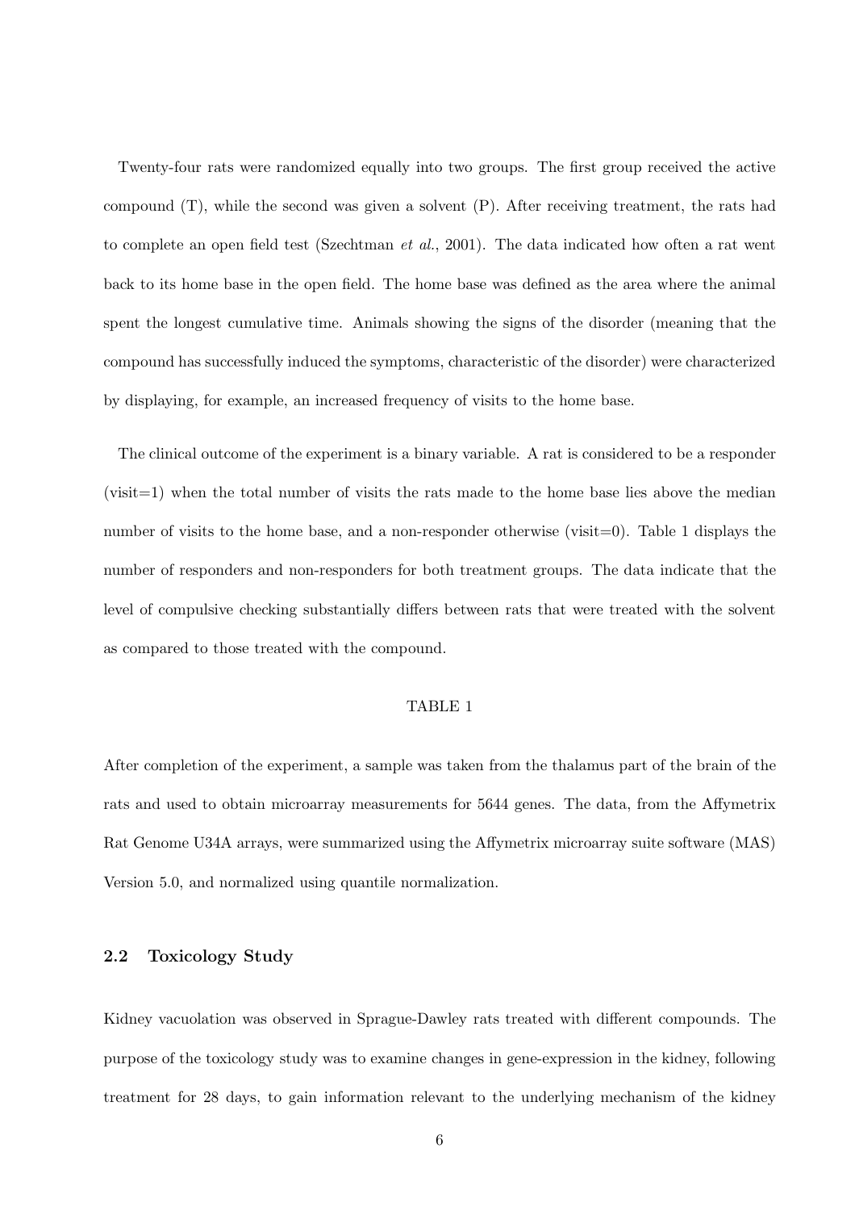Twenty-four rats were randomized equally into two groups. The first group received the active compound (T), while the second was given a solvent (P). After receiving treatment, the rats had to complete an open field test (Szechtman *et al.*, 2001). The data indicated how often a rat went back to its home base in the open field. The home base was defined as the area where the animal spent the longest cumulative time. Animals showing the signs of the disorder (meaning that the compound has successfully induced the symptoms, characteristic of the disorder) were characterized by displaying, for example, an increased frequency of visits to the home base.

The clinical outcome of the experiment is a binary variable. A rat is considered to be a responder (visit=1) when the total number of visits the rats made to the home base lies above the median number of visits to the home base, and a non-responder otherwise (visit=0). Table 1 displays the number of responders and non-responders for both treatment groups. The data indicate that the level of compulsive checking substantially differs between rats that were treated with the solvent as compared to those treated with the compound.

TABLE 1

After completion of the experiment, a sample was taken from the thalamus part of the brain of the rats and used to obtain microarray measurements for 5644 genes. The data, from the Affymetrix Rat Genome U34A arrays, were summarized using the Affymetrix microarray suite software (MAS) Version 5.0, and normalized using quantile normalization.

### 2.2 Toxicology Study

Kidney vacuolation was observed in Sprague-Dawley rats treated with different compounds. The purpose of the toxicology study was to examine changes in gene-expression in the kidney, following treatment for 28 days, to gain information relevant to the underlying mechanism of the kidney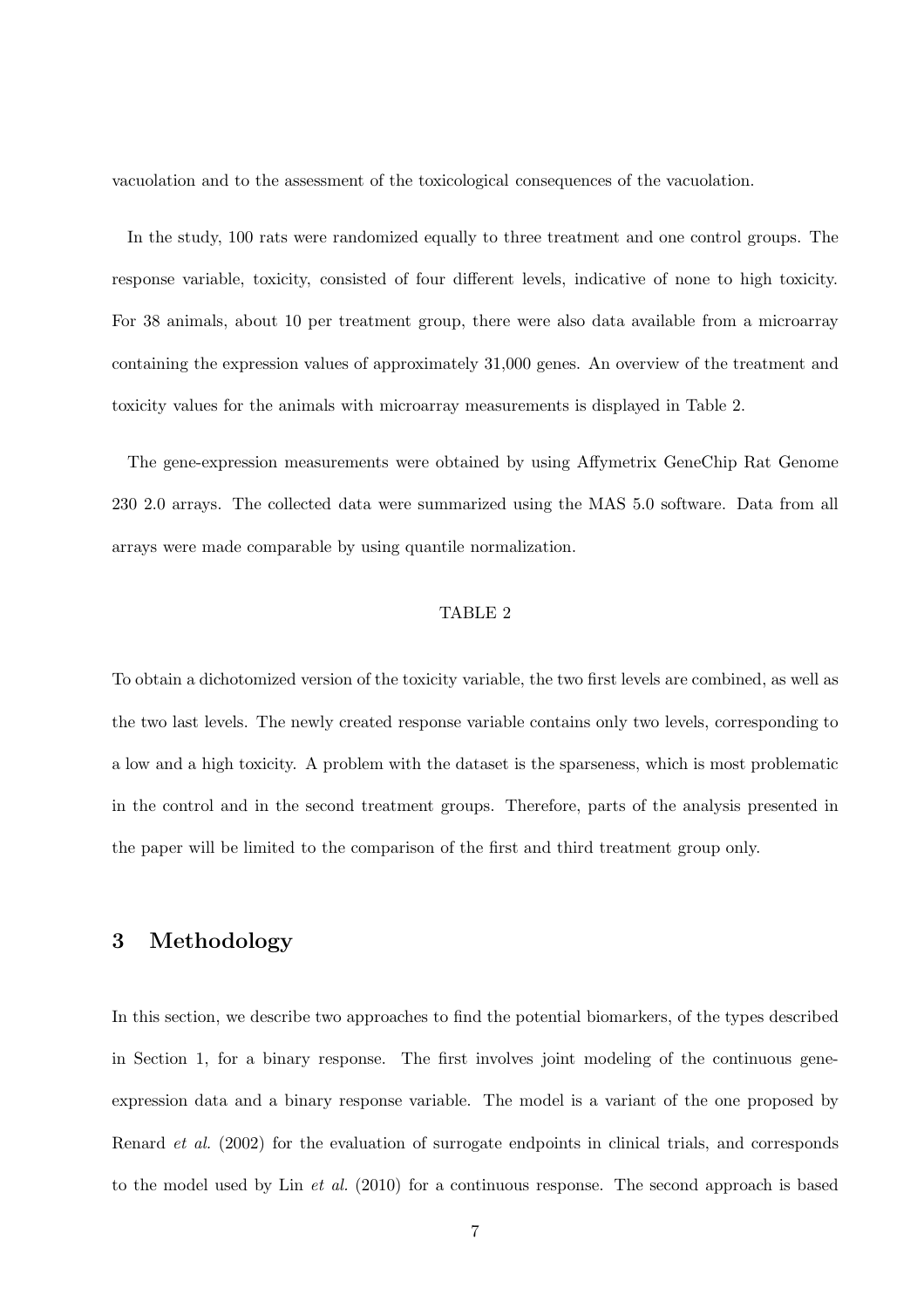vacuolation and to the assessment of the toxicological consequences of the vacuolation.

In the study, 100 rats were randomized equally to three treatment and one control groups. The response variable, toxicity, consisted of four different levels, indicative of none to high toxicity. For 38 animals, about 10 per treatment group, there were also data available from a microarray containing the expression values of approximately 31,000 genes. An overview of the treatment and toxicity values for the animals with microarray measurements is displayed in Table 2.

The gene-expression measurements were obtained by using Affymetrix GeneChip Rat Genome 230 2.0 arrays. The collected data were summarized using the MAS 5.0 software. Data from all arrays were made comparable by using quantile normalization.

TABLE 2

To obtain a dichotomized version of the toxicity variable, the two first levels are combined, as well as the two last levels. The newly created response variable contains only two levels, corresponding to a low and a high toxicity. A problem with the dataset is the sparseness, which is most problematic in the control and in the second treatment groups. Therefore, parts of the analysis presented in the paper will be limited to the comparison of the first and third treatment group only.

## 3 Methodology

In this section, we describe two approaches to find the potential biomarkers, of the types described in Section 1, for a binary response. The first involves joint modeling of the continuous gene-expression data and a binary response variable. The model is a variant of the one proposed by Renard *et al.* (2002) for the evaluation of surrogate endpoints in clinical trials, and corresponds to the model used by Lin *et al.* (2010) for a continuous response. The second approach is based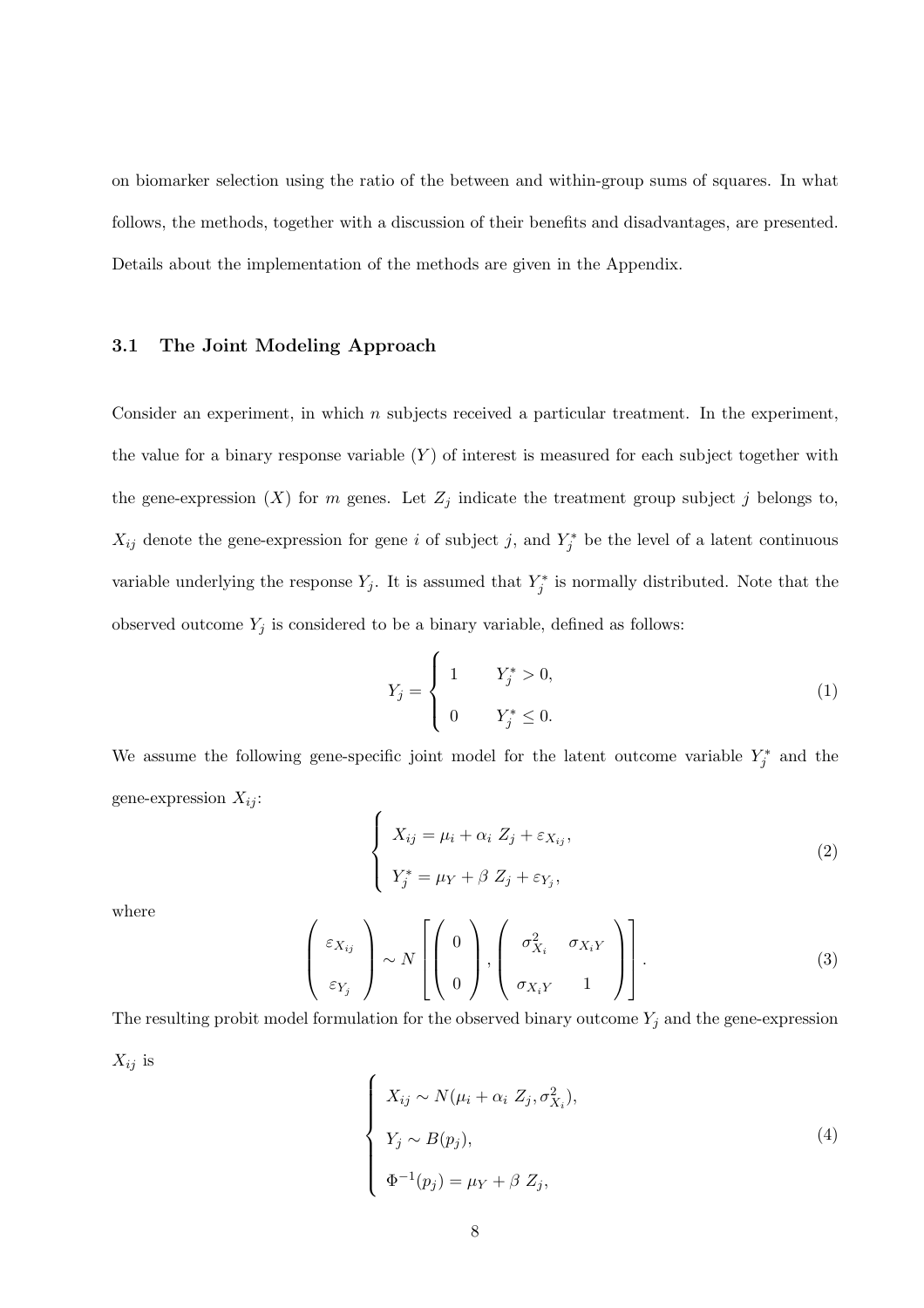on biomarker selection using the ratio of the between and within-group sums of squares. In what follows, the methods, together with a discussion of their benefits and disadvantages, are presented. Details about the implementation of the methods are given in the Appendix.

### 3.1 The Joint Modeling Approach

Consider an experiment, in which $n$ subjects received a particular treatment. In the experiment, the value for a binary response variable ($Y$) of interest is measured for each subject together with the gene-expression ($X$) for $m$ genes. Let $Z_j$ indicate the treatment group subject $j$ belongs to, $X_{ij}$ denote the gene-expression for gene $i$ of subject $j$, and $Y_j^*$ be the level of a latent continuous variable underlying the response $Y_j$. It is assumed that $Y_j^*$ is normally distributed. Note that the observed outcome $Y_j$ is considered to be a binary variable, defined as follows:

$$
Y_j = \begin{cases} 1 & Y_j^* > 0, \\ 0 & Y_j^* \leq 0. \end{cases} \tag{1}
$$

We assume the following gene-specific joint model for the latent outcome variable $Y_j^*$ and the gene-expression $X_{ij}$:

$$
\begin{cases} X_{ij} = \mu_i + \alpha_i \; Z_j + \varepsilon_{X_{ij}}, \\ Y_j^* = \mu_Y + \beta \; Z_j + \varepsilon_{Y_j}, \end{cases} \tag{2}
$$

where

$$
\begin{pmatrix} \varepsilon_{X_{ij}} \\ \varepsilon_{Y_j} \end{pmatrix} \sim N \left[ \begin{pmatrix} 0 \\ 0 \end{pmatrix}, \begin{pmatrix} \sigma_{X_i}^2 & \sigma_{X_i Y} \\ \sigma_{X_i Y} & 1 \end{pmatrix} \right]. \tag{3}
$$

The resulting probit model formulation for the observed binary outcome $Y_j$ and the gene-expression $X_{ij}$ is

$$
\begin{cases} X_{ij} \sim N(\mu_i + \alpha_i \; Z_j, \sigma_{X_i}^2), \\ Y_j \sim B(p_j), \\ \Phi^{-1}(p_j) = \mu_Y + \beta \; Z_j, \end{cases} \tag{4}
$$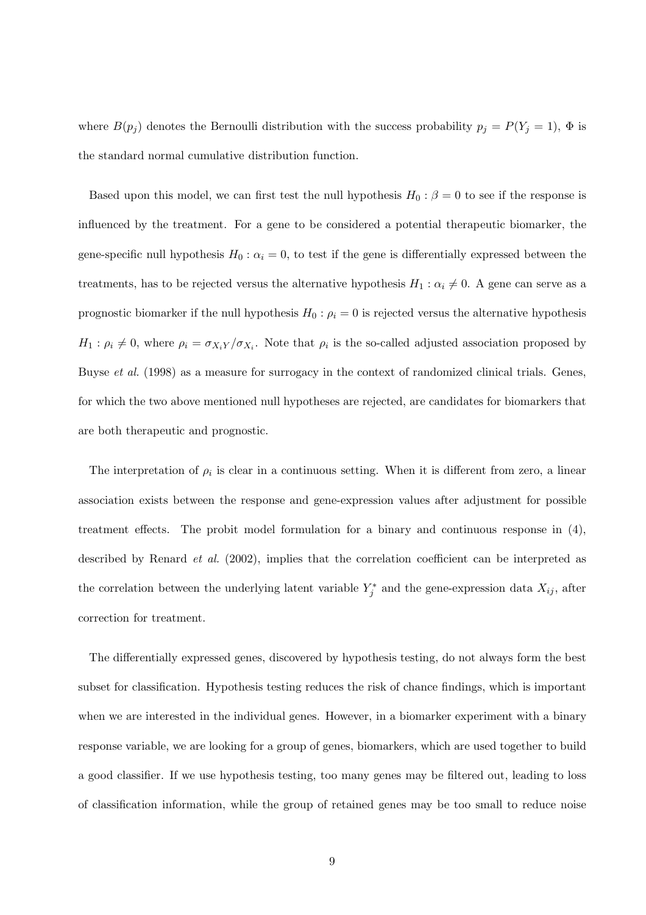where $B(p_j)$ denotes the Bernoulli distribution with the success probability $p_j = P(Y_j = 1)$, $\Phi$ is the standard normal cumulative distribution function.

Based upon this model, we can first test the null hypothesis $H_0 : \beta = 0$ to see if the response is influenced by the treatment. For a gene to be considered a potential therapeutic biomarker, the gene-specific null hypothesis $H_0 : \alpha_i = 0$, to test if the gene is differentially expressed between the treatments, has to be rejected versus the alternative hypothesis $H_1 : \alpha_i \neq 0$. A gene can serve as a prognostic biomarker if the null hypothesis $H_0 : \rho_i = 0$ is rejected versus the alternative hypothesis $H_1 : \rho_i \neq 0$, where $\rho_i = \sigma_{X_i Y}/\sigma_{X_i}$. Note that $\rho_i$ is the so-called adjusted association proposed by Buyse *et al.* (1998) as a measure for surrogacy in the context of randomized clinical trials. Genes, for which the two above mentioned null hypotheses are rejected, are candidates for biomarkers that are both therapeutic and prognostic.

The interpretation of $\rho_i$ is clear in a continuous setting. When it is different from zero, a linear association exists between the response and gene-expression values after adjustment for possible treatment effects. The probit model formulation for a binary and continuous response in (4), described by Renard *et al.* (2002), implies that the correlation coefficient can be interpreted as the correlation between the underlying latent variable $Y_j^*$ and the gene-expression data $X_{ij}$, after correction for treatment.

The differentially expressed genes, discovered by hypothesis testing, do not always form the best subset for classification. Hypothesis testing reduces the risk of chance findings, which is important when we are interested in the individual genes. However, in a biomarker experiment with a binary response variable, we are looking for a group of genes, biomarkers, which are used together to build a good classifier. If we use hypothesis testing, too many genes may be filtered out, leading to loss of classification information, while the group of retained genes may be too small to reduce noise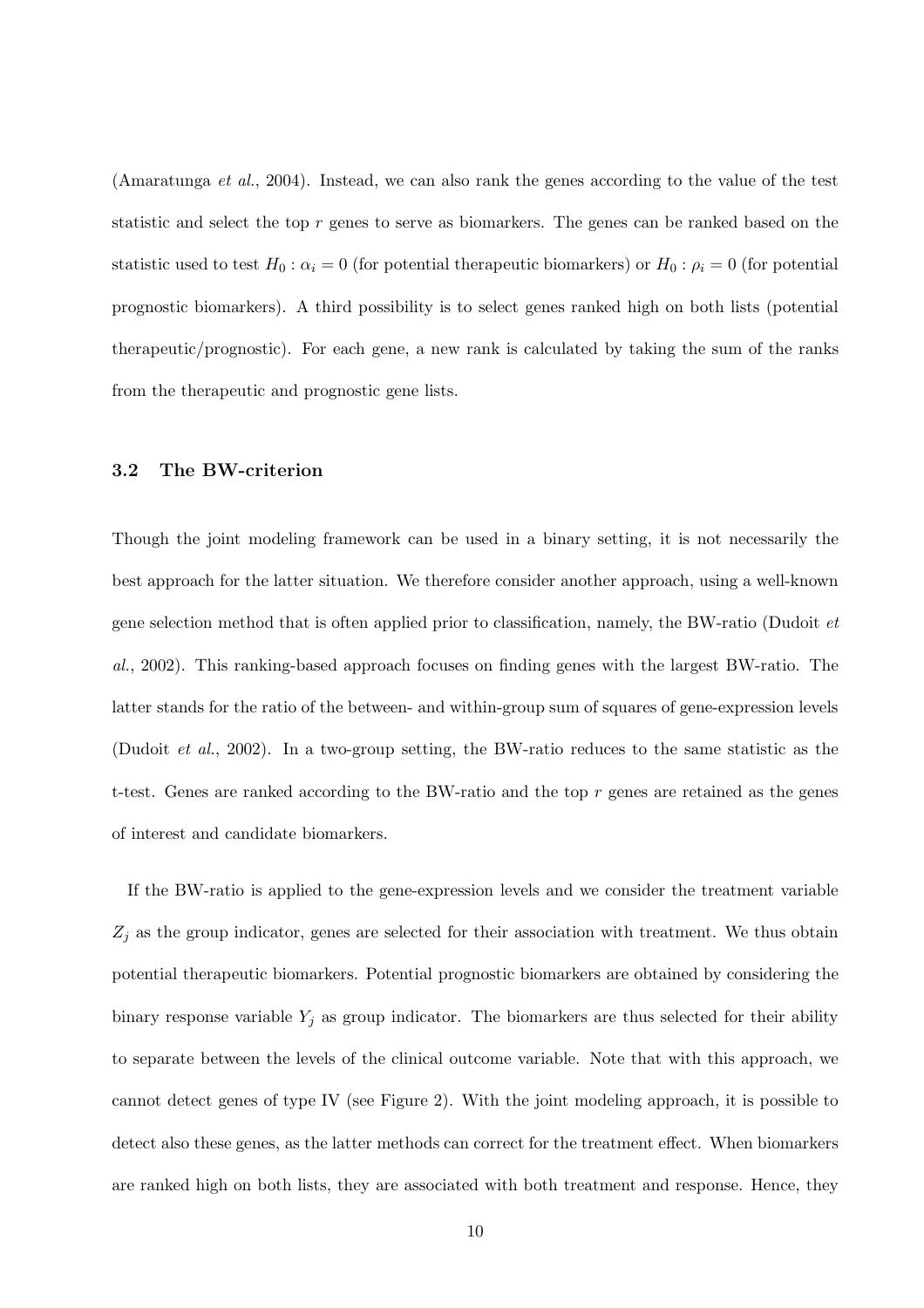(Amaratunga *et al.*, 2004). Instead, we can also rank the genes according to the value of the test statistic and select the top $r$ genes to serve as biomarkers. The genes can be ranked based on the statistic used to test $H_0 : \alpha_i = 0$ (for potential therapeutic biomarkers) or $H_0 : \rho_i = 0$ (for potential prognostic biomarkers). A third possibility is to select genes ranked high on both lists (potential therapeutic/prognostic). For each gene, a new rank is calculated by taking the sum of the ranks from the therapeutic and prognostic gene lists.

### 3.2 The BW-criterion

Though the joint modeling framework can be used in a binary setting, it is not necessarily the best approach for the latter situation. We therefore consider another approach, using a well-known gene selection method that is often applied prior to classification, namely, the BW-ratio (Dudoit *et al.*, 2002). This ranking-based approach focuses on finding genes with the largest BW-ratio. The latter stands for the ratio of the between- and within-group sum of squares of gene-expression levels (Dudoit *et al.*, 2002). In a two-group setting, the BW-ratio reduces to the same statistic as the t-test. Genes are ranked according to the BW-ratio and the top $r$ genes are retained as the genes of interest and candidate biomarkers.

If the BW-ratio is applied to the gene-expression levels and we consider the treatment variable $Z_j$ as the group indicator, genes are selected for their association with treatment. We thus obtain potential therapeutic biomarkers. Potential prognostic biomarkers are obtained by considering the binary response variable $Y_j$ as group indicator. The biomarkers are thus selected for their ability to separate between the levels of the clinical outcome variable. Note that with this approach, we cannot detect genes of type IV (see Figure 2). With the joint modeling approach, it is possible to detect also these genes, as the latter methods can correct for the treatment effect. When biomarkers are ranked high on both lists, they are associated with both treatment and response. Hence, they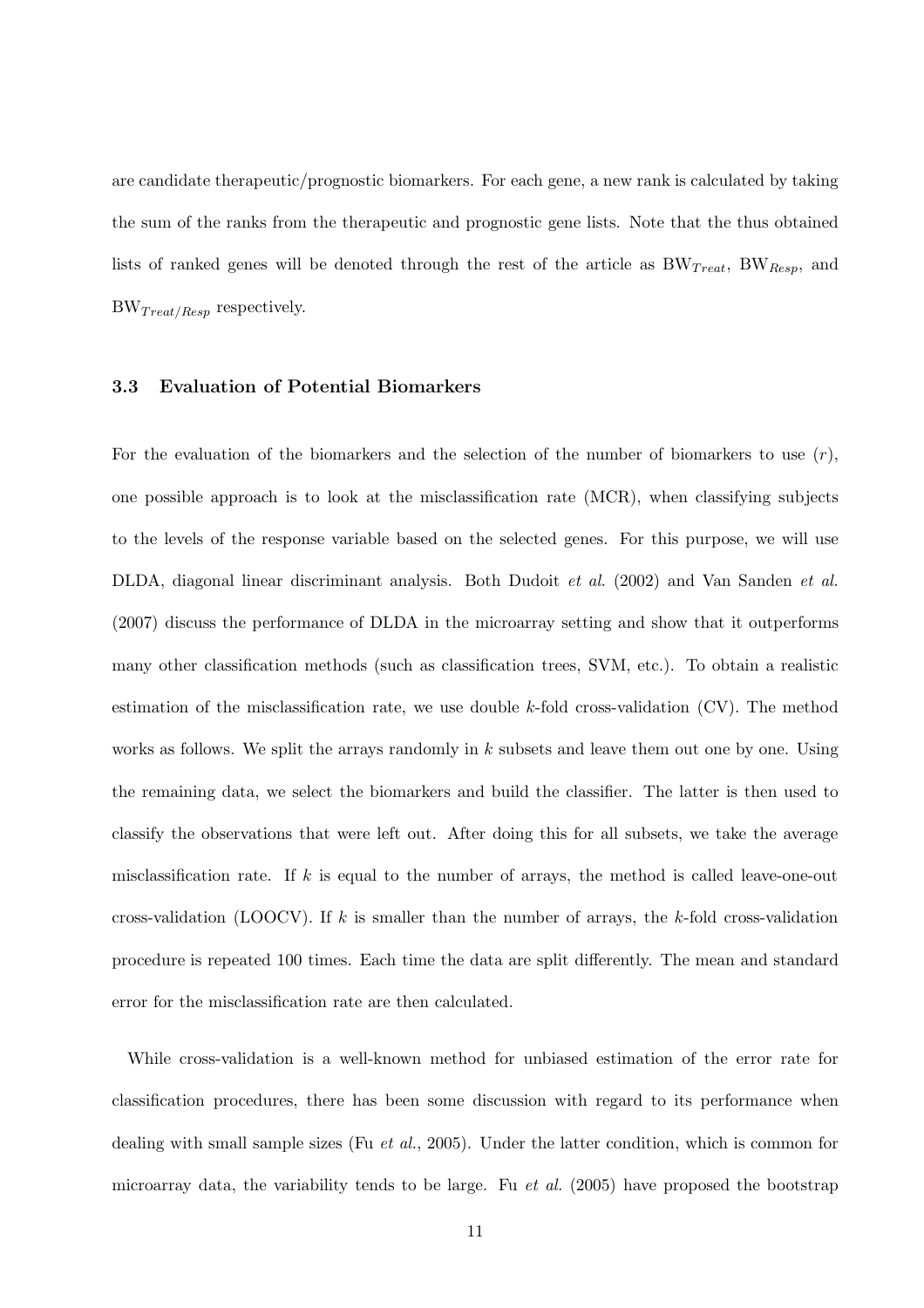are candidate therapeutic/prognostic biomarkers. For each gene, a new rank is calculated by taking the sum of the ranks from the therapeutic and prognostic gene lists. Note that the thus obtained lists of ranked genes will be denoted through the rest of the article as $\text{BW}_{Treat}$, $\text{BW}_{Resp}$, and $\text{BW}_{Treat/Resp}$ respectively.

### 3.3 Evaluation of Potential Biomarkers

For the evaluation of the biomarkers and the selection of the number of biomarkers to use ($r$), one possible approach is to look at the misclassification rate (MCR), when classifying subjects to the levels of the response variable based on the selected genes. For this purpose, we will use DLDA, diagonal linear discriminant analysis. Both Dudoit *et al.* (2002) and Van Sanden *et al.* (2007) discuss the performance of DLDA in the microarray setting and show that it outperforms many other classification methods (such as classification trees, SVM, etc.). To obtain a realistic estimation of the misclassification rate, we use double $k$-fold cross-validation (CV). The method works as follows. We split the arrays randomly in $k$ subsets and leave them out one by one. Using the remaining data, we select the biomarkers and build the classifier. The latter is then used to classify the observations that were left out. After doing this for all subsets, we take the average misclassification rate. If $k$ is equal to the number of arrays, the method is called leave-one-out cross-validation (LOOCV). If $k$ is smaller than the number of arrays, the $k$-fold cross-validation procedure is repeated 100 times. Each time the data are split differently. The mean and standard error for the misclassification rate are then calculated.

While cross-validation is a well-known method for unbiased estimation of the error rate for classification procedures, there has been some discussion with regard to its performance when dealing with small sample sizes (Fu *et al.*, 2005). Under the latter condition, which is common for microarray data, the variability tends to be large. Fu *et al.* (2005) have proposed the bootstrap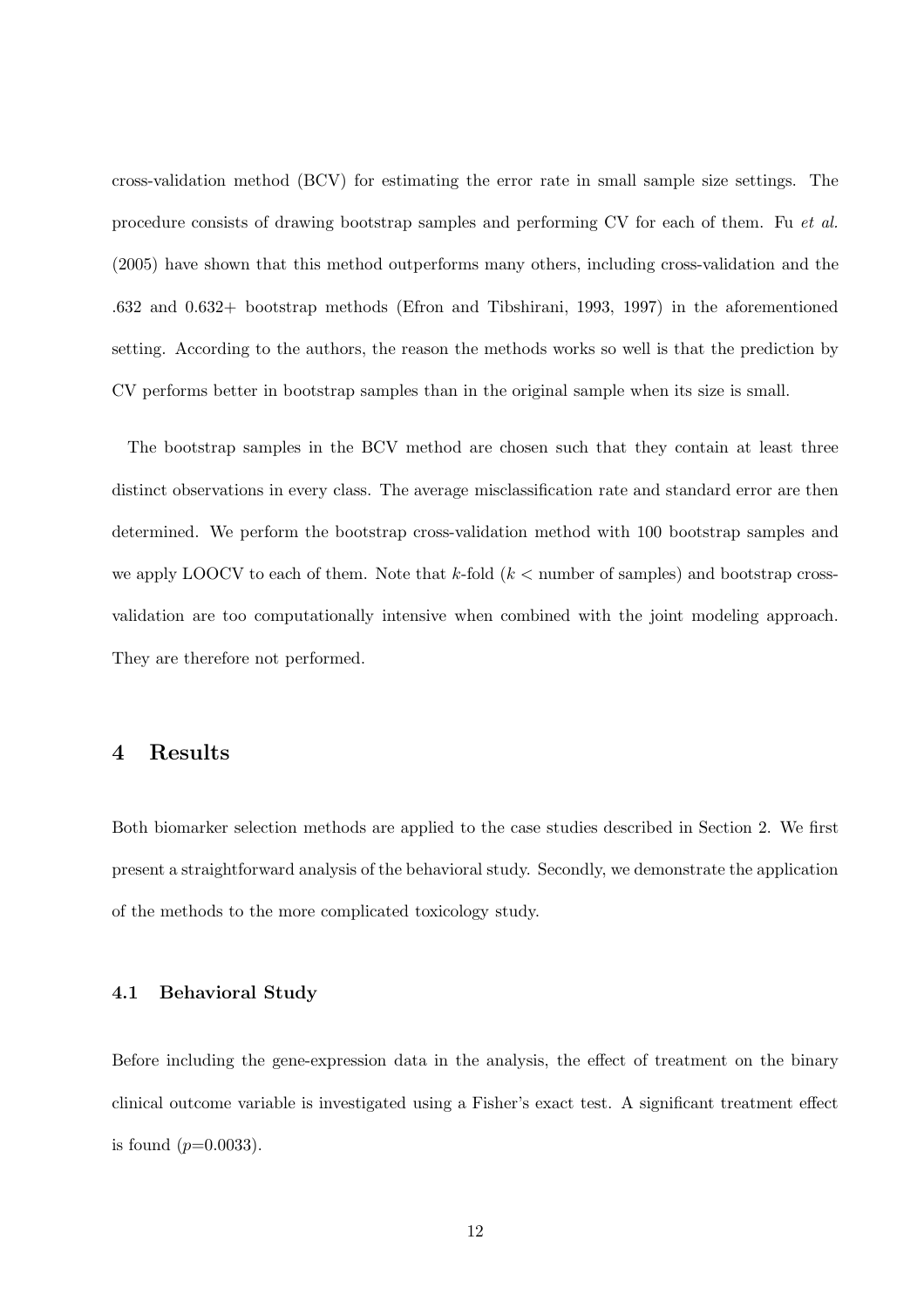cross-validation method (BCV) for estimating the error rate in small sample size settings. The procedure consists of drawing bootstrap samples and performing CV for each of them. Fu *et al.* (2005) have shown that this method outperforms many others, including cross-validation and the .632 and 0.632+ bootstrap methods (Efron and Tibshirani, 1993, 1997) in the aforementioned setting. According to the authors, the reason the methods works so well is that the prediction by CV performs better in bootstrap samples than in the original sample when its size is small.

The bootstrap samples in the BCV method are chosen such that they contain at least three distinct observations in every class. The average misclassification rate and standard error are then determined. We perform the bootstrap cross-validation method with 100 bootstrap samples and we apply LOOCV to each of them. Note that $k$-fold ($k <$ number of samples) and bootstrap cross-validation are too computationally intensive when combined with the joint modeling approach. They are therefore not performed.

## 4 Results

Both biomarker selection methods are applied to the case studies described in Section 2. We first present a straightforward analysis of the behavioral study. Secondly, we demonstrate the application of the methods to the more complicated toxicology study.

### 4.1 Behavioral Study

Before including the gene-expression data in the analysis, the effect of treatment on the binary clinical outcome variable is investigated using a Fisher's exact test. A significant treatment effect is found ($p$=0.0033).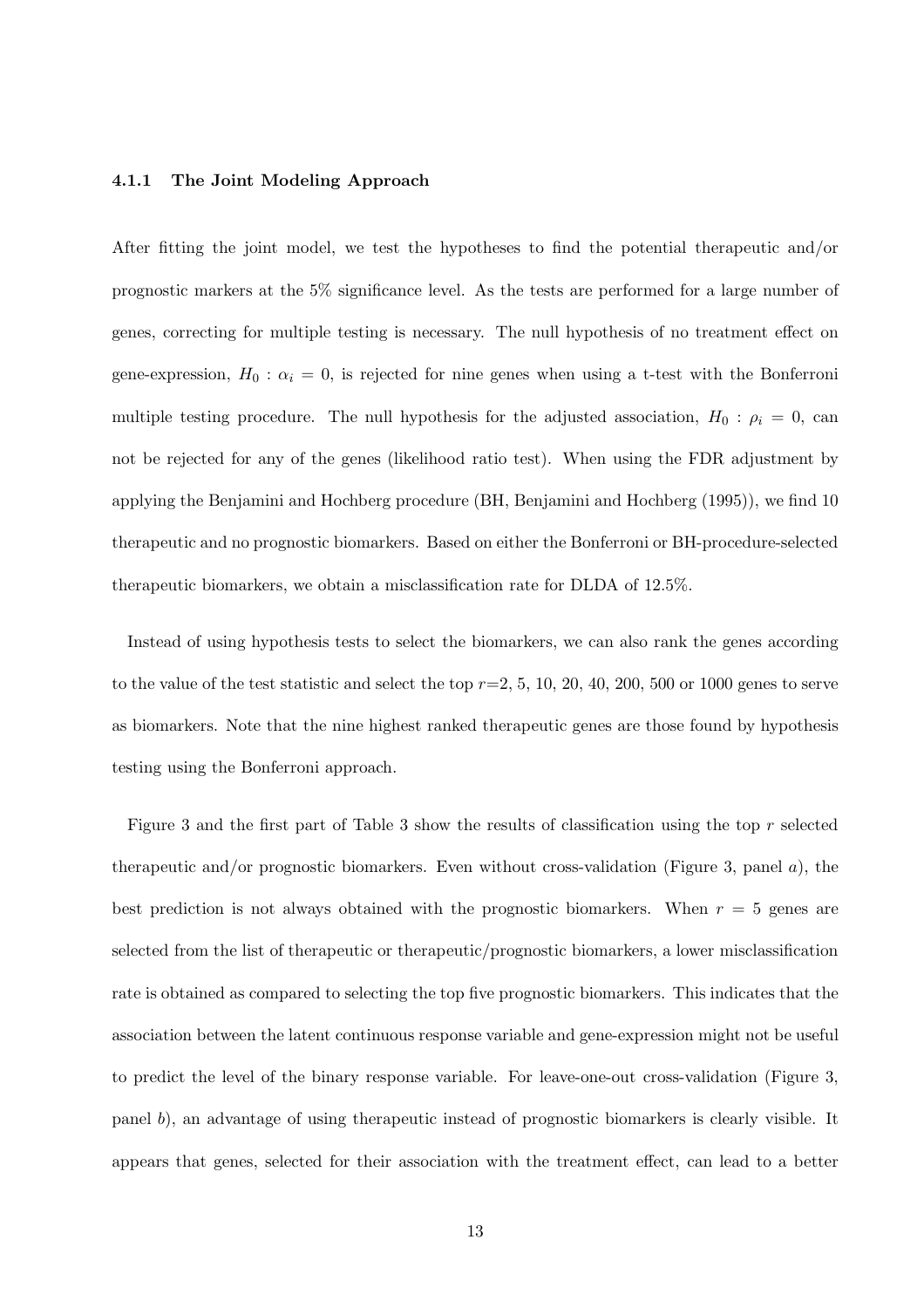#### 4.1.1 The Joint Modeling Approach

After fitting the joint model, we test the hypotheses to find the potential therapeutic and/or prognostic markers at the 5% significance level. As the tests are performed for a large number of genes, correcting for multiple testing is necessary. The null hypothesis of no treatment effect on gene-expression, $H_0 : \alpha_i = 0$, is rejected for nine genes when using a t-test with the Bonferroni multiple testing procedure. The null hypothesis for the adjusted association, $H_0 : \rho_i = 0$, can not be rejected for any of the genes (likelihood ratio test). When using the FDR adjustment by applying the Benjamini and Hochberg procedure (BH, Benjamini and Hochberg (1995)), we find 10 therapeutic and no prognostic biomarkers. Based on either the Bonferroni or BH-procedure-selected therapeutic biomarkers, we obtain a misclassification rate for DLDA of 12.5%.

Instead of using hypothesis tests to select the biomarkers, we can also rank the genes according to the value of the test statistic and select the top $r$=2, 5, 10, 20, 40, 200, 500 or 1000 genes to serve as biomarkers. Note that the nine highest ranked therapeutic genes are those found by hypothesis testing using the Bonferroni approach.

Figure 3 and the first part of Table 3 show the results of classification using the top $r$ selected therapeutic and/or prognostic biomarkers. Even without cross-validation (Figure 3, panel *a*), the best prediction is not always obtained with the prognostic biomarkers. When $r = 5$ genes are selected from the list of therapeutic or therapeutic/prognostic biomarkers, a lower misclassification rate is obtained as compared to selecting the top five prognostic biomarkers. This indicates that the association between the latent continuous response variable and gene-expression might not be useful to predict the level of the binary response variable. For leave-one-out cross-validation (Figure 3, panel *b*), an advantage of using therapeutic instead of prognostic biomarkers is clearly visible. It appears that genes, selected for their association with the treatment effect, can lead to a better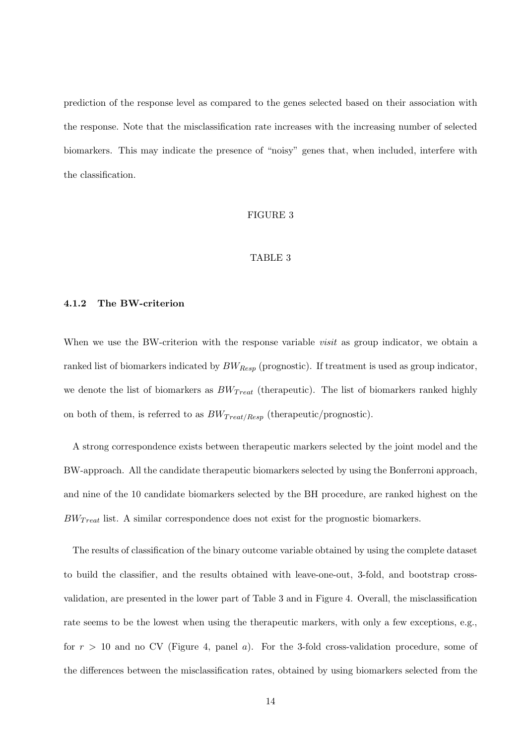prediction of the response level as compared to the genes selected based on their association with the response. Note that the misclassification rate increases with the increasing number of selected biomarkers. This may indicate the presence of "noisy" genes that, when included, interfere with the classification.

FIGURE 3

TABLE 3

### 4.1.2 The BW-criterion

When we use the BW-criterion with the response variable *visit* as group indicator, we obtain a ranked list of biomarkers indicated by $BW_{Resp}$ (prognostic). If treatment is used as group indicator, we denote the list of biomarkers as $BW_{Treat}$ (therapeutic). The list of biomarkers ranked highly on both of them, is referred to as $BW_{Treat/Resp}$ (therapeutic/prognostic).

A strong correspondence exists between therapeutic markers selected by the joint model and the BW-approach. All the candidate therapeutic biomarkers selected by using the Bonferroni approach, and nine of the 10 candidate biomarkers selected by the BH procedure, are ranked highest on the $BW_{Treat}$ list. A similar correspondence does not exist for the prognostic biomarkers.

The results of classification of the binary outcome variable obtained by using the complete dataset to build the classifier, and the results obtained with leave-one-out, 3-fold, and bootstrap cross-validation, are presented in the lower part of Table 3 and in Figure 4. Overall, the misclassification rate seems to be the lowest when using the therapeutic markers, with only a few exceptions, e.g., for $r > 10$ and no CV (Figure 4, panel *a*). For the 3-fold cross-validation procedure, some of the differences between the misclassification rates, obtained by using biomarkers selected from the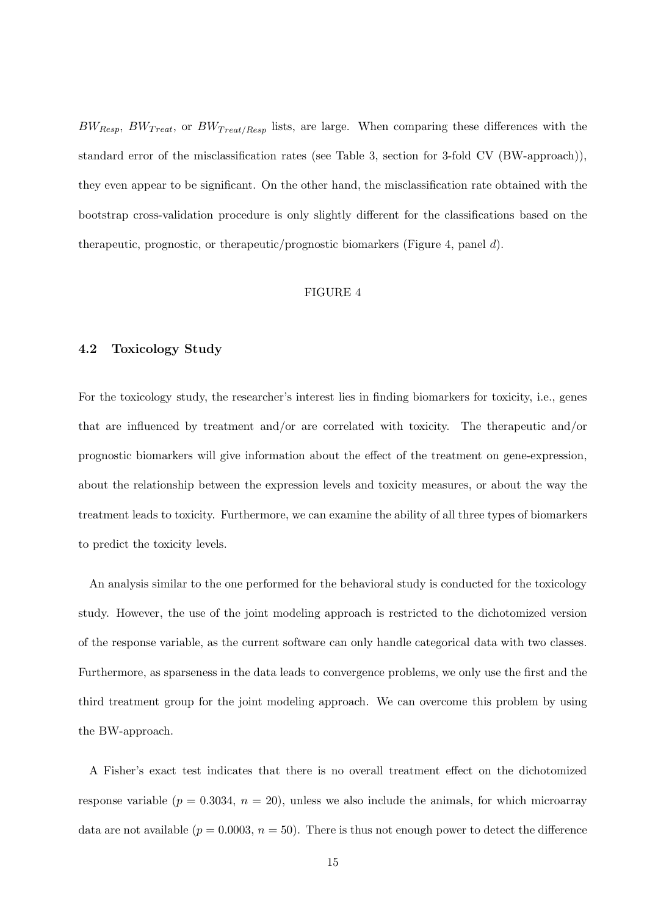$BW_{Resp}$, $BW_{Treat}$, or $BW_{Treat/Resp}$ lists, are large. When comparing these differences with the standard error of the misclassification rates (see Table 3, section for 3-fold CV (BW-approach)), they even appear to be significant. On the other hand, the misclassification rate obtained with the bootstrap cross-validation procedure is only slightly different for the classifications based on the therapeutic, prognostic, or therapeutic/prognostic biomarkers (Figure 4, panel *d*).

FIGURE 4

### 4.2 Toxicology Study

For the toxicology study, the researcher's interest lies in finding biomarkers for toxicity, i.e., genes that are influenced by treatment and/or are correlated with toxicity. The therapeutic and/or prognostic biomarkers will give information about the effect of the treatment on gene-expression, about the relationship between the expression levels and toxicity measures, or about the way the treatment leads to toxicity. Furthermore, we can examine the ability of all three types of biomarkers to predict the toxicity levels.

An analysis similar to the one performed for the behavioral study is conducted for the toxicology study. However, the use of the joint modeling approach is restricted to the dichotomized version of the response variable, as the current software can only handle categorical data with two classes. Furthermore, as sparseness in the data leads to convergence problems, we only use the first and the third treatment group for the joint modeling approach. We can overcome this problem by using the BW-approach.

A Fisher's exact test indicates that there is no overall treatment effect on the dichotomized response variable ($p = 0.3034$, $n = 20$), unless we also include the animals, for which microarray data are not available ($p = 0.0003$, $n = 50$). There is thus not enough power to detect the difference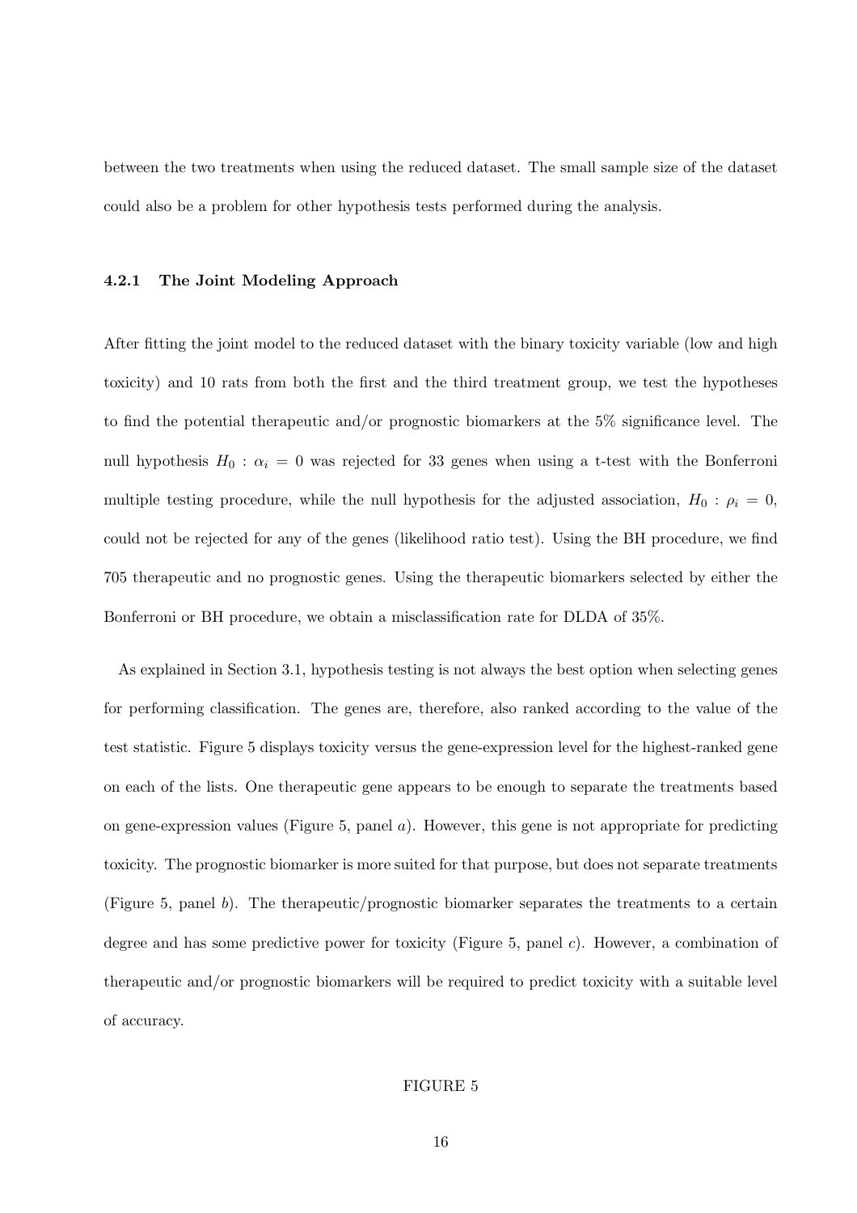between the two treatments when using the reduced dataset. The small sample size of the dataset could also be a problem for other hypothesis tests performed during the analysis.

#### 4.2.1 The Joint Modeling Approach

After fitting the joint model to the reduced dataset with the binary toxicity variable (low and high toxicity) and 10 rats from both the first and the third treatment group, we test the hypotheses to find the potential therapeutic and/or prognostic biomarkers at the 5% significance level. The null hypothesis $H_0 : \alpha_i = 0$ was rejected for 33 genes when using a t-test with the Bonferroni multiple testing procedure, while the null hypothesis for the adjusted association, $H_0 : \rho_i = 0$, could not be rejected for any of the genes (likelihood ratio test). Using the BH procedure, we find 705 therapeutic and no prognostic genes. Using the therapeutic biomarkers selected by either the Bonferroni or BH procedure, we obtain a misclassification rate for DLDA of 35%.

As explained in Section 3.1, hypothesis testing is not always the best option when selecting genes for performing classification. The genes are, therefore, also ranked according to the value of the test statistic. Figure 5 displays toxicity versus the gene-expression level for the highest-ranked gene on each of the lists. One therapeutic gene appears to be enough to separate the treatments based on gene-expression values (Figure 5, panel *a*). However, this gene is not appropriate for predicting toxicity. The prognostic biomarker is more suited for that purpose, but does not separate treatments (Figure 5, panel *b*). The therapeutic/prognostic biomarker separates the treatments to a certain degree and has some predictive power for toxicity (Figure 5, panel *c*). However, a combination of therapeutic and/or prognostic biomarkers will be required to predict toxicity with a suitable level of accuracy.

FIGURE 5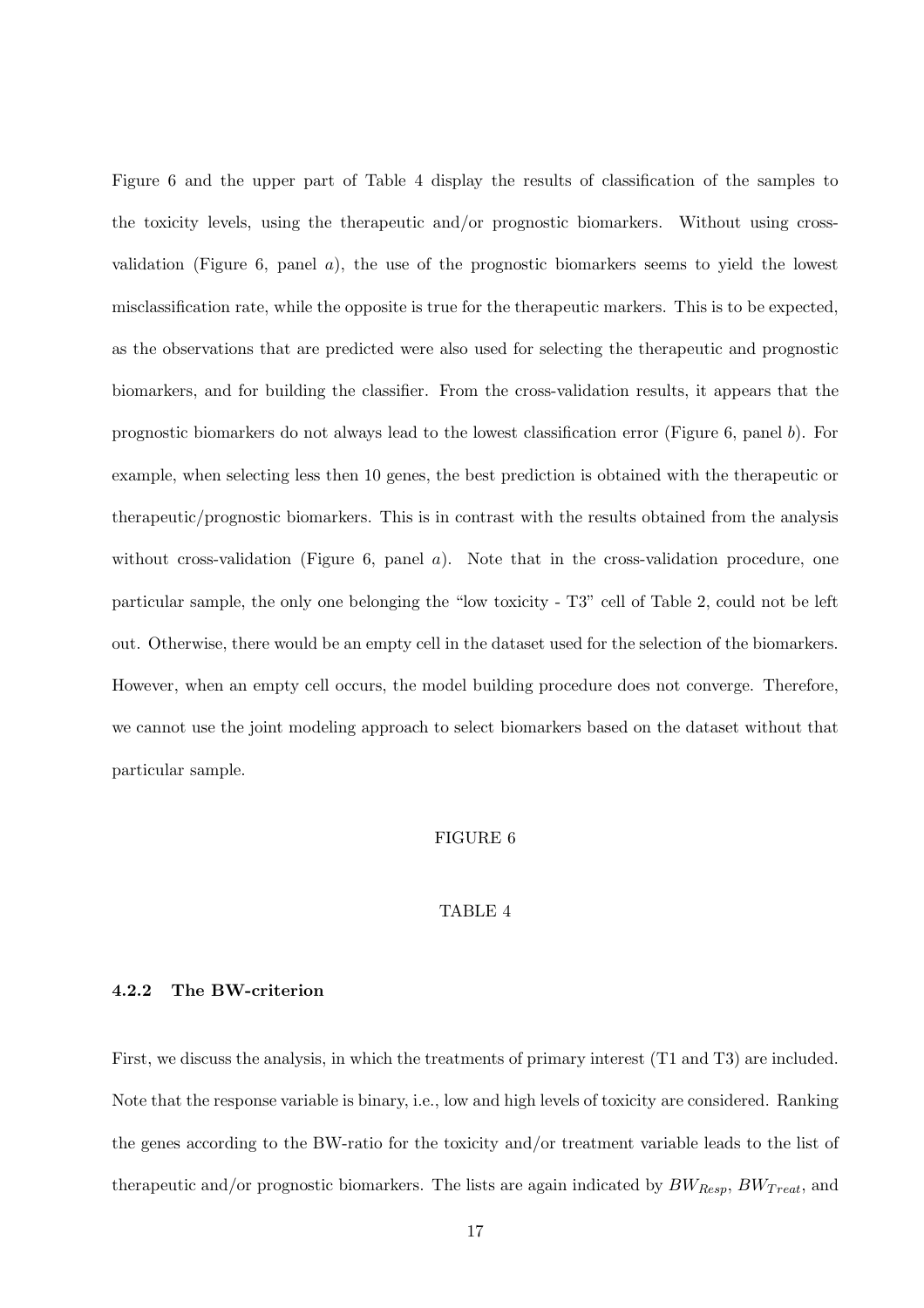Figure 6 and the upper part of Table 4 display the results of classification of the samples to the toxicity levels, using the therapeutic and/or prognostic biomarkers. Without using cross-validation (Figure 6, panel *a*), the use of the prognostic biomarkers seems to yield the lowest misclassification rate, while the opposite is true for the therapeutic markers. This is to be expected, as the observations that are predicted were also used for selecting the therapeutic and prognostic biomarkers, and for building the classifier. From the cross-validation results, it appears that the prognostic biomarkers do not always lead to the lowest classification error (Figure 6, panel *b*). For example, when selecting less then 10 genes, the best prediction is obtained with the therapeutic or therapeutic/prognostic biomarkers. This is in contrast with the results obtained from the analysis without cross-validation (Figure 6, panel *a*). Note that in the cross-validation procedure, one particular sample, the only one belonging the "low toxicity - T3" cell of Table 2, could not be left out. Otherwise, there would be an empty cell in the dataset used for the selection of the biomarkers. However, when an empty cell occurs, the model building procedure does not converge. Therefore, we cannot use the joint modeling approach to select biomarkers based on the dataset without that particular sample.

FIGURE 6

TABLE 4

#### 4.2.2 The BW-criterion

First, we discuss the analysis, in which the treatments of primary interest (T1 and T3) are included. Note that the response variable is binary, i.e., low and high levels of toxicity are considered. Ranking the genes according to the BW-ratio for the toxicity and/or treatment variable leads to the list of therapeutic and/or prognostic biomarkers. The lists are again indicated by $BW_{Resp}$, $BW_{Treat}$, and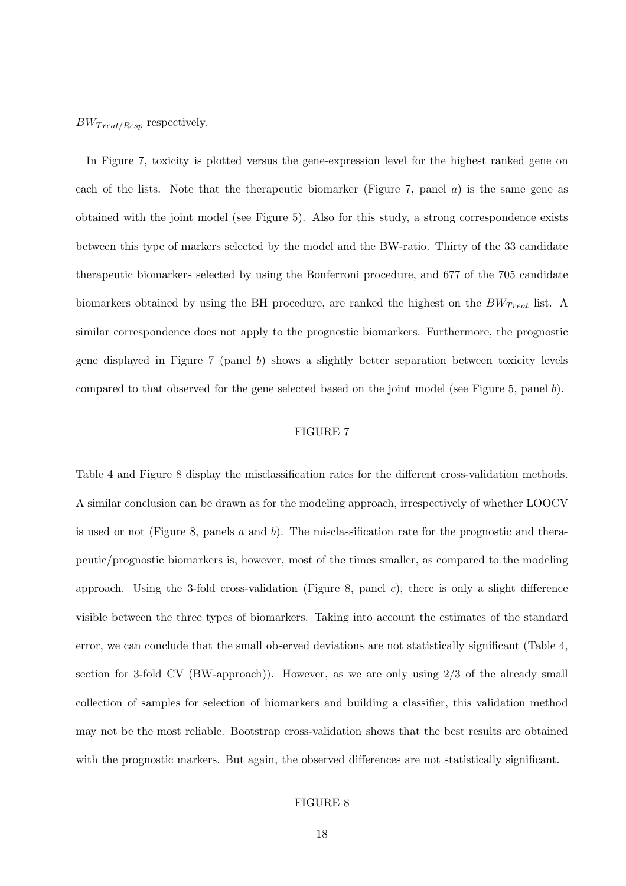$BW_{Treat/Resp}$ respectively.

In Figure 7, toxicity is plotted versus the gene-expression level for the highest ranked gene on each of the lists. Note that the therapeutic biomarker (Figure 7, panel *a*) is the same gene as obtained with the joint model (see Figure 5). Also for this study, a strong correspondence exists between this type of markers selected by the model and the BW-ratio. Thirty of the 33 candidate therapeutic biomarkers selected by using the Bonferroni procedure, and 677 of the 705 candidate biomarkers obtained by using the BH procedure, are ranked the highest on the $BW_{Treat}$ list. A similar correspondence does not apply to the prognostic biomarkers. Furthermore, the prognostic gene displayed in Figure 7 (panel *b*) shows a slightly better separation between toxicity levels compared to that observed for the gene selected based on the joint model (see Figure 5, panel *b*).

FIGURE 7

Table 4 and Figure 8 display the misclassification rates for the different cross-validation methods. A similar conclusion can be drawn as for the modeling approach, irrespectively of whether LOOCV is used or not (Figure 8, panels *a* and *b*). The misclassification rate for the prognostic and therapeutic/prognostic biomarkers is, however, most of the times smaller, as compared to the modeling approach. Using the 3-fold cross-validation (Figure 8, panel *c*), there is only a slight difference visible between the three types of biomarkers. Taking into account the estimates of the standard error, we can conclude that the small observed deviations are not statistically significant (Table 4, section for 3-fold CV (BW-approach)). However, as we are only using 2/3 of the already small collection of samples for selection of biomarkers and building a classifier, this validation method may not be the most reliable. Bootstrap cross-validation shows that the best results are obtained with the prognostic markers. But again, the observed differences are not statistically significant.

FIGURE 8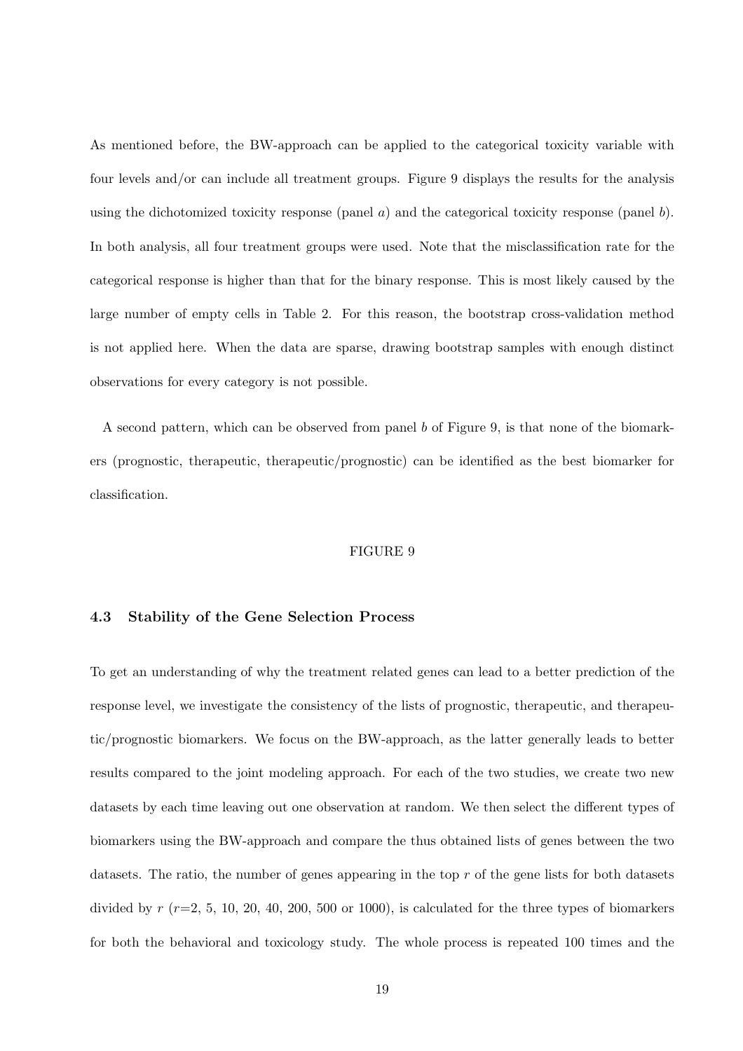As mentioned before, the BW-approach can be applied to the categorical toxicity variable with four levels and/or can include all treatment groups. Figure 9 displays the results for the analysis using the dichotomized toxicity response (panel *a*) and the categorical toxicity response (panel *b*). In both analysis, all four treatment groups were used. Note that the misclassification rate for the categorical response is higher than that for the binary response. This is most likely caused by the large number of empty cells in Table 2. For this reason, the bootstrap cross-validation method is not applied here. When the data are sparse, drawing bootstrap samples with enough distinct observations for every category is not possible.

A second pattern, which can be observed from panel *b* of Figure 9, is that none of the biomarkers (prognostic, therapeutic, therapeutic/prognostic) can be identified as the best biomarker for classification.

FIGURE 9

### 4.3 Stability of the Gene Selection Process

To get an understanding of why the treatment related genes can lead to a better prediction of the response level, we investigate the consistency of the lists of prognostic, therapeutic, and therapeutic/prognostic biomarkers. We focus on the BW-approach, as the latter generally leads to better results compared to the joint modeling approach. For each of the two studies, we create two new datasets by each time leaving out one observation at random. We then select the different types of biomarkers using the BW-approach and compare the thus obtained lists of genes between the two datasets. The ratio, the number of genes appearing in the top $r$ of the gene lists for both datasets divided by $r$ ($r$=2, 5, 10, 20, 40, 200, 500 or 1000), is calculated for the three types of biomarkers for both the behavioral and toxicology study. The whole process is repeated 100 times and the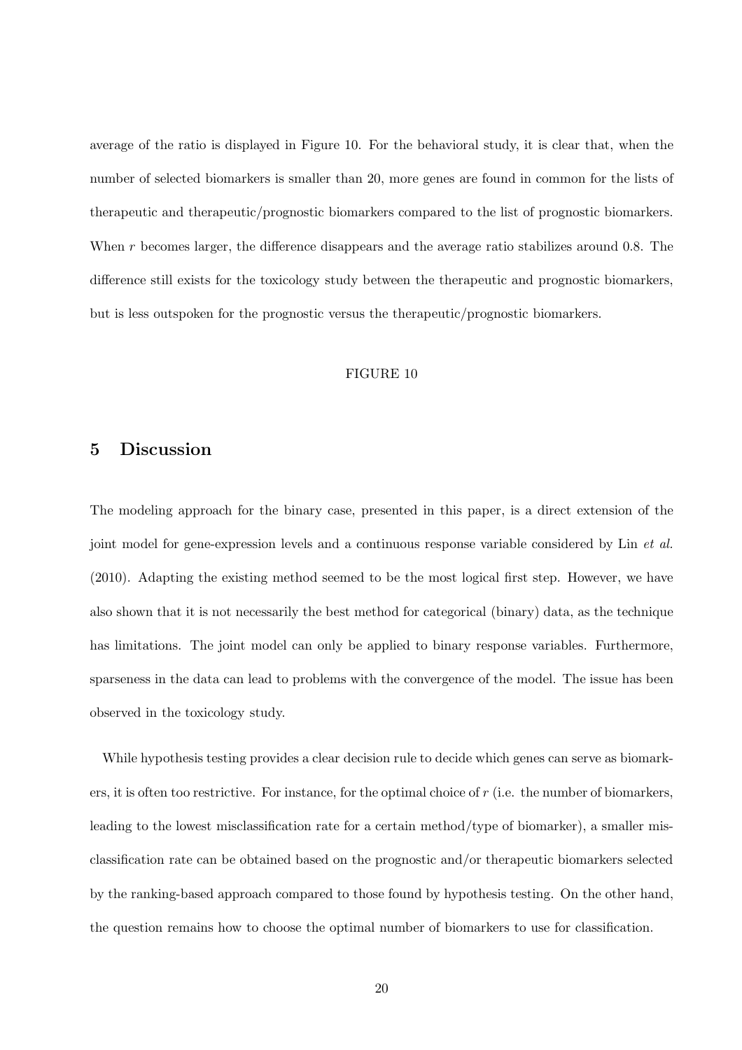average of the ratio is displayed in Figure 10. For the behavioral study, it is clear that, when the number of selected biomarkers is smaller than 20, more genes are found in common for the lists of therapeutic and therapeutic/prognostic biomarkers compared to the list of prognostic biomarkers. When $r$ becomes larger, the difference disappears and the average ratio stabilizes around 0.8. The difference still exists for the toxicology study between the therapeutic and prognostic biomarkers, but is less outspoken for the prognostic versus the therapeutic/prognostic biomarkers.

FIGURE 10

## 5 Discussion

The modeling approach for the binary case, presented in this paper, is a direct extension of the joint model for gene-expression levels and a continuous response variable considered by Lin *et al.* (2010). Adapting the existing method seemed to be the most logical first step. However, we have also shown that it is not necessarily the best method for categorical (binary) data, as the technique has limitations. The joint model can only be applied to binary response variables. Furthermore, sparseness in the data can lead to problems with the convergence of the model. The issue has been observed in the toxicology study.

While hypothesis testing provides a clear decision rule to decide which genes can serve as biomarkers, it is often too restrictive. For instance, for the optimal choice of $r$ (i.e. the number of biomarkers, leading to the lowest misclassification rate for a certain method/type of biomarker), a smaller misclassification rate can be obtained based on the prognostic and/or therapeutic biomarkers selected by the ranking-based approach compared to those found by hypothesis testing. On the other hand, the question remains how to choose the optimal number of biomarkers to use for classification.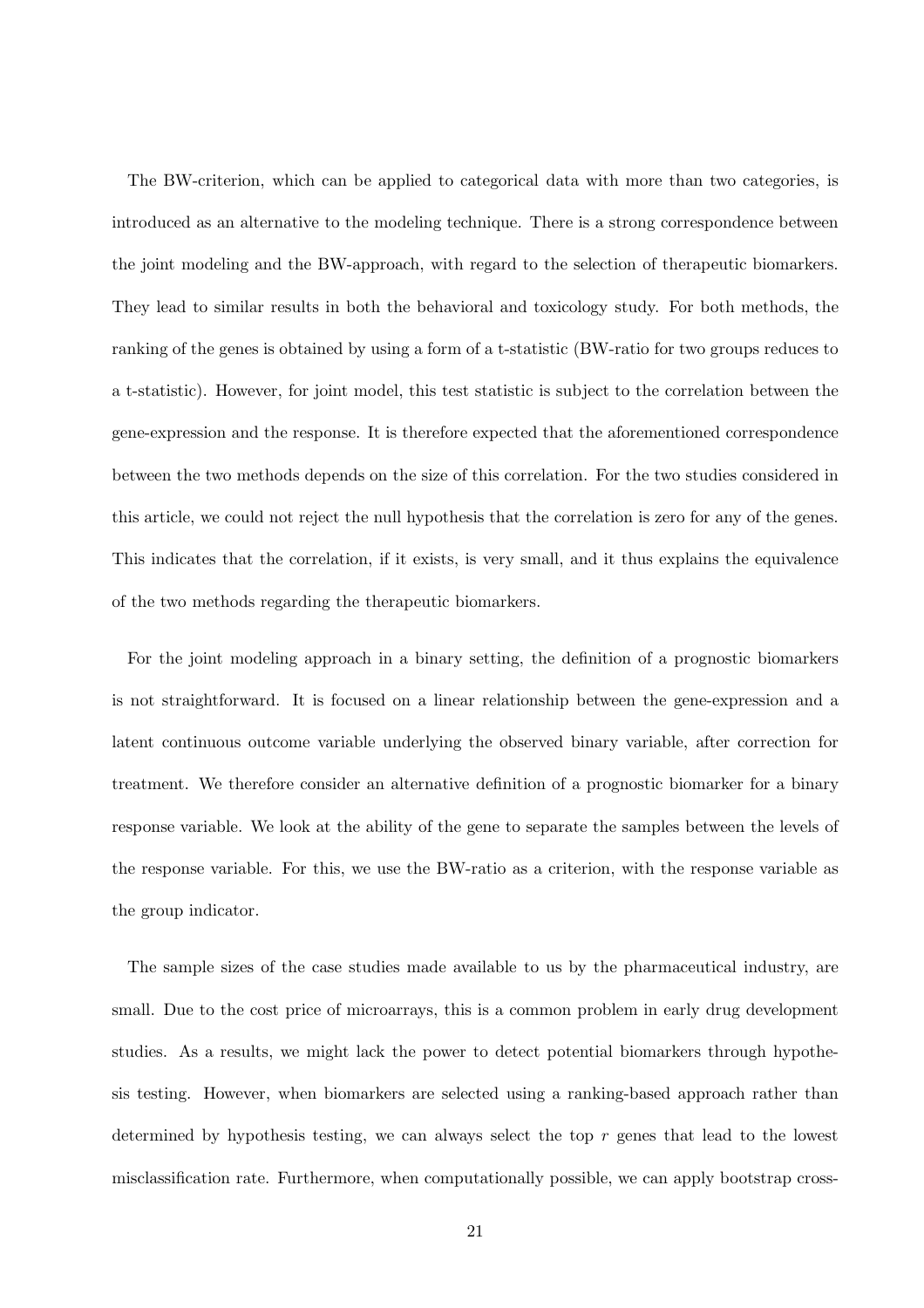The BW-criterion, which can be applied to categorical data with more than two categories, is introduced as an alternative to the modeling technique. There is a strong correspondence between the joint modeling and the BW-approach, with regard to the selection of therapeutic biomarkers. They lead to similar results in both the behavioral and toxicology study. For both methods, the ranking of the genes is obtained by using a form of a t-statistic (BW-ratio for two groups reduces to a t-statistic). However, for joint model, this test statistic is subject to the correlation between the gene-expression and the response. It is therefore expected that the aforementioned correspondence between the two methods depends on the size of this correlation. For the two studies considered in this article, we could not reject the null hypothesis that the correlation is zero for any of the genes. This indicates that the correlation, if it exists, is very small, and it thus explains the equivalence of the two methods regarding the therapeutic biomarkers.

For the joint modeling approach in a binary setting, the definition of a prognostic biomarkers is not straightforward. It is focused on a linear relationship between the gene-expression and a latent continuous outcome variable underlying the observed binary variable, after correction for treatment. We therefore consider an alternative definition of a prognostic biomarker for a binary response variable. We look at the ability of the gene to separate the samples between the levels of the response variable. For this, we use the BW-ratio as a criterion, with the response variable as the group indicator.

The sample sizes of the case studies made available to us by the pharmaceutical industry, are small. Due to the cost price of microarrays, this is a common problem in early drug development studies. As a results, we might lack the power to detect potential biomarkers through hypothesis testing. However, when biomarkers are selected using a ranking-based approach rather than determined by hypothesis testing, we can always select the top $r$ genes that lead to the lowest misclassification rate. Furthermore, when computationally possible, we can apply bootstrap cross-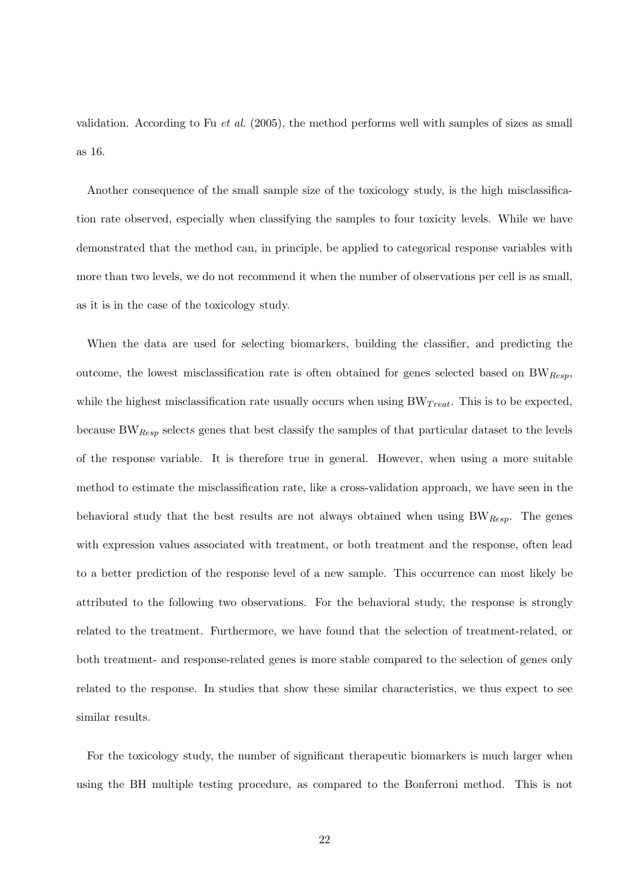validation. According to Fu *et al*. (2005), the method performs well with samples of sizes as small as 16.

Another consequence of the small sample size of the toxicology study, is the high misclassification rate observed, especially when classifying the samples to four toxicity levels. While we have demonstrated that the method can, in principle, be applied to categorical response variables with more than two levels, we do not recommend it when the number of observations per cell is as small, as it is in the case of the toxicology study.

When the data are used for selecting biomarkers, building the classifier, and predicting the outcome, the lowest misclassification rate is often obtained for genes selected based on $\text{BW}_{Resp}$, while the highest misclassification rate usually occurs when using $\text{BW}_{Treat}$. This is to be expected, because $\text{BW}_{Resp}$ selects genes that best classify the samples of that particular dataset to the levels of the response variable. It is therefore true in general. However, when using a more suitable method to estimate the misclassification rate, like a cross-validation approach, we have seen in the behavioral study that the best results are not always obtained when using $\text{BW}_{Resp}$. The genes with expression values associated with treatment, or both treatment and the response, often lead to a better prediction of the response level of a new sample. This occurrence can most likely be attributed to the following two observations. For the behavioral study, the response is strongly related to the treatment. Furthermore, we have found that the selection of treatment-related, or both treatment- and response-related genes is more stable compared to the selection of genes only related to the response. In studies that show these similar characteristics, we thus expect to see similar results.

For the toxicology study, the number of significant therapeutic biomarkers is much larger when using the BH multiple testing procedure, as compared to the Bonferroni method. This is not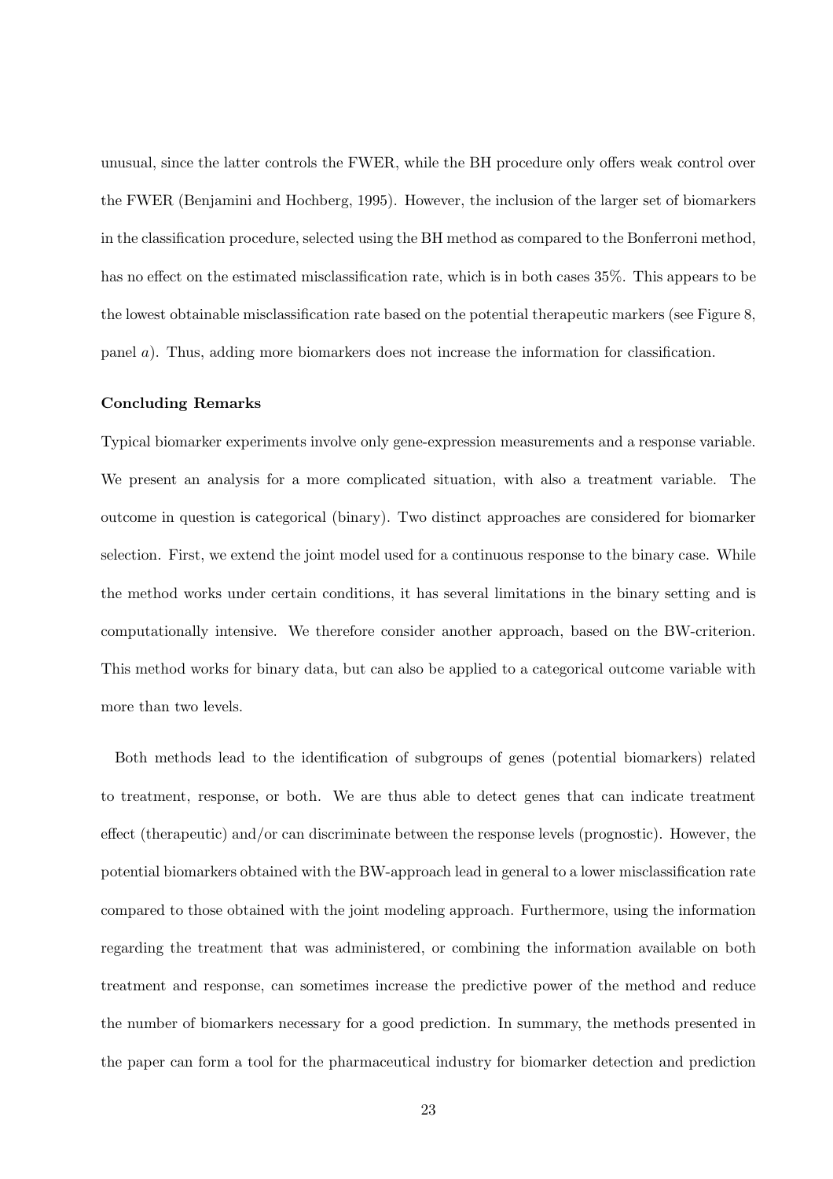unusual, since the latter controls the FWER, while the BH procedure only offers weak control over the FWER (Benjamini and Hochberg, 1995). However, the inclusion of the larger set of biomarkers in the classification procedure, selected using the BH method as compared to the Bonferroni method, has no effect on the estimated misclassification rate, which is in both cases 35%. This appears to be the lowest obtainable misclassification rate based on the potential therapeutic markers (see Figure 8, panel *a*). Thus, adding more biomarkers does not increase the information for classification.

**Concluding Remarks**

Typical biomarker experiments involve only gene-expression measurements and a response variable. We present an analysis for a more complicated situation, with also a treatment variable. The outcome in question is categorical (binary). Two distinct approaches are considered for biomarker selection. First, we extend the joint model used for a continuous response to the binary case. While the method works under certain conditions, it has several limitations in the binary setting and is computationally intensive. We therefore consider another approach, based on the BW-criterion. This method works for binary data, but can also be applied to a categorical outcome variable with more than two levels.

Both methods lead to the identification of subgroups of genes (potential biomarkers) related to treatment, response, or both. We are thus able to detect genes that can indicate treatment effect (therapeutic) and/or can discriminate between the response levels (prognostic). However, the potential biomarkers obtained with the BW-approach lead in general to a lower misclassification rate compared to those obtained with the joint modeling approach. Furthermore, using the information regarding the treatment that was administered, or combining the information available on both treatment and response, can sometimes increase the predictive power of the method and reduce the number of biomarkers necessary for a good prediction. In summary, the methods presented in the paper can form a tool for the pharmaceutical industry for biomarker detection and prediction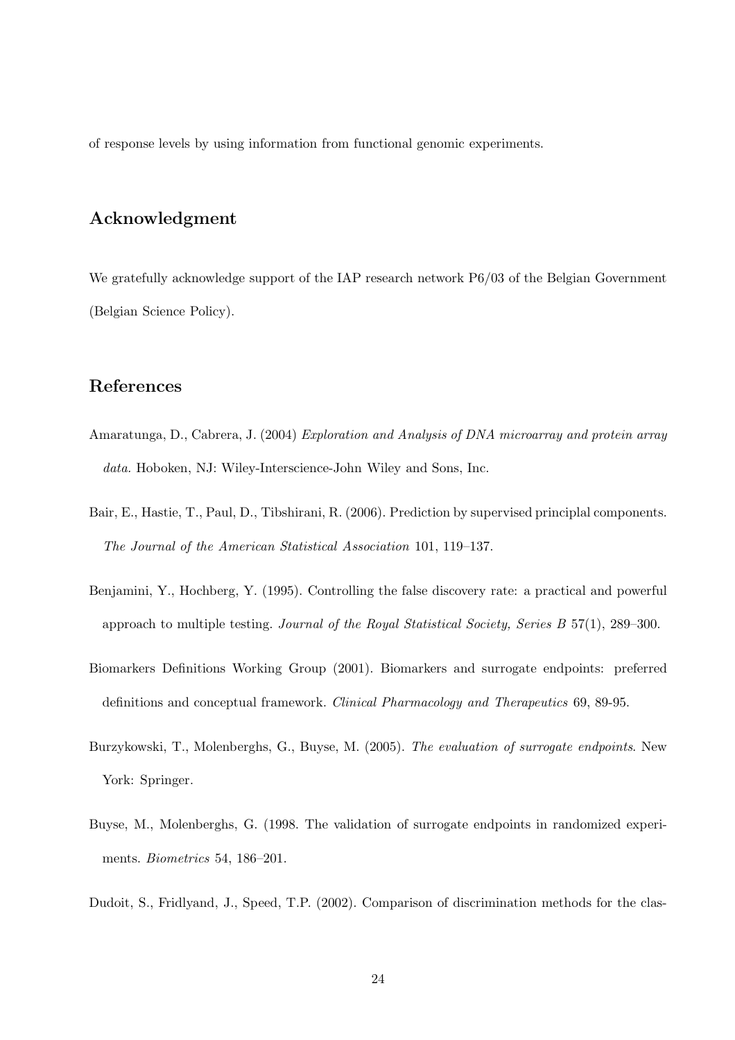of response levels by using information from functional genomic experiments.

## Acknowledgment

We gratefully acknowledge support of the IAP research network P6/03 of the Belgian Government (Belgian Science Policy).

## References

Amaratunga, D., Cabrera, J. (2004) *Exploration and Analysis of DNA microarray and protein array data*. Hoboken, NJ: Wiley-Interscience-John Wiley and Sons, Inc.

Bair, E., Hastie, T., Paul, D., Tibshirani, R. (2006). Prediction by supervised principlal components. *The Journal of the American Statistical Association* 101, 119–137.

Benjamini, Y., Hochberg, Y. (1995). Controlling the false discovery rate: a practical and powerful approach to multiple testing. *Journal of the Royal Statistical Society, Series B* 57(1), 289–300.

Biomarkers Definitions Working Group (2001). Biomarkers and surrogate endpoints: preferred definitions and conceptual framework. *Clinical Pharmacology and Therapeutics* 69, 89-95.

Burzykowski, T., Molenberghs, G., Buyse, M. (2005). *The evaluation of surrogate endpoints*. New York: Springer.

Buyse, M., Molenberghs, G. (1998. The validation of surrogate endpoints in randomized experiments. *Biometrics* 54, 186–201.

Dudoit, S., Fridlyand, J., Speed, T.P. (2002). Comparison of discrimination methods for the clas-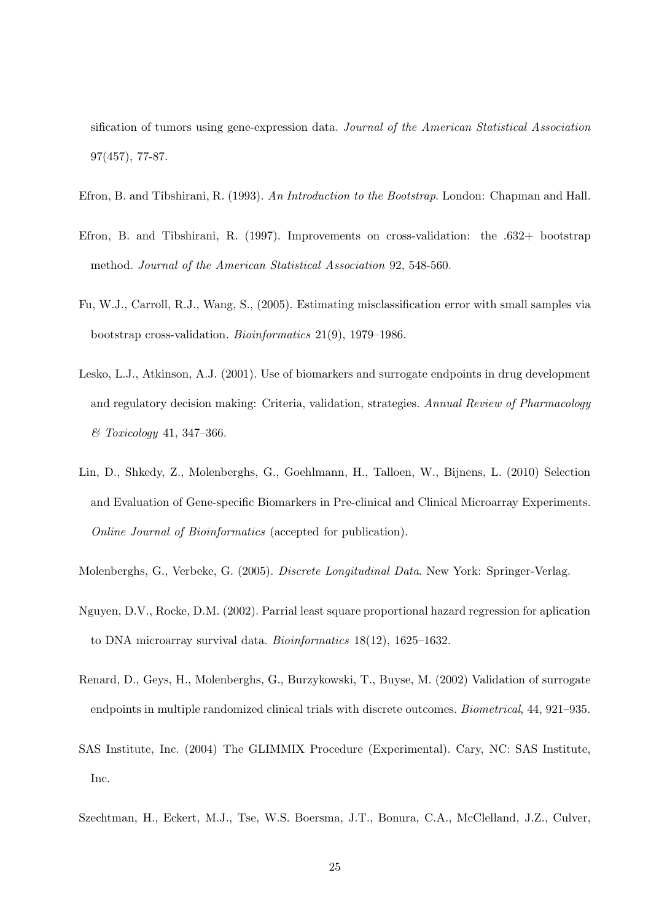sification of tumors using gene-expression data. *Journal of the American Statistical Association* 97(457), 77-87.

Efron, B. and Tibshirani, R. (1993). *An Introduction to the Bootstrap*. London: Chapman and Hall.

Efron, B. and Tibshirani, R. (1997). Improvements on cross-validation: the .632+ bootstrap method. *Journal of the American Statistical Association* 92, 548-560.

Fu, W.J., Carroll, R.J., Wang, S., (2005). Estimating misclassification error with small samples via bootstrap cross-validation. *Bioinformatics* 21(9), 1979–1986.

Lesko, L.J., Atkinson, A.J. (2001). Use of biomarkers and surrogate endpoints in drug development and regulatory decision making: Criteria, validation, strategies. *Annual Review of Pharmacology & Toxicology* 41, 347–366.

Lin, D., Shkedy, Z., Molenberghs, G., Goehlmann, H., Talloen, W., Bijnens, L. (2010) Selection and Evaluation of Gene-specific Biomarkers in Pre-clinical and Clinical Microarray Experiments. *Online Journal of Bioinformatics* (accepted for publication).

Molenberghs, G., Verbeke, G. (2005). *Discrete Longitudinal Data*. New York: Springer-Verlag.

Nguyen, D.V., Rocke, D.M. (2002). Parrial least square proportional hazard regression for aplication to DNA microarray survival data. *Bioinformatics* 18(12), 1625–1632.

Renard, D., Geys, H., Molenberghs, G., Burzykowski, T., Buyse, M. (2002) Validation of surrogate endpoints in multiple randomized clinical trials with discrete outcomes. *Biometrical*, 44, 921–935.

SAS Institute, Inc. (2004) The GLIMMIX Procedure (Experimental). Cary, NC: SAS Institute, Inc.

Szechtman, H., Eckert, M.J., Tse, W.S. Boersma, J.T., Bonura, C.A., McClelland, J.Z., Culver,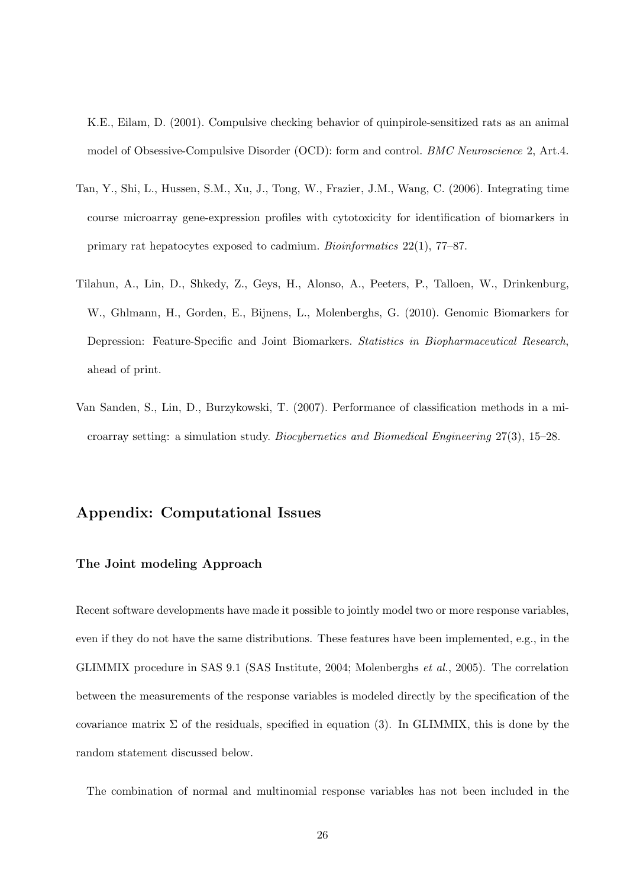K.E., Eilam, D. (2001). Compulsive checking behavior of quinpirole-sensitized rats as an animal model of Obsessive-Compulsive Disorder (OCD): form and control. *BMC Neuroscience* 2, Art.4.

Tan, Y., Shi, L., Hussen, S.M., Xu, J., Tong, W., Frazier, J.M., Wang, C. (2006). Integrating time course microarray gene-expression profiles with cytotoxicity for identification of biomarkers in primary rat hepatocytes exposed to cadmium. *Bioinformatics* 22(1), 77–87.

Tilahun, A., Lin, D., Shkedy, Z., Geys, H., Alonso, A., Peeters, P., Talloen, W., Drinkenburg, W., Ghlmann, H., Gorden, E., Bijnens, L., Molenberghs, G. (2010). Genomic Biomarkers for Depression: Feature-Specific and Joint Biomarkers. *Statistics in Biopharmaceutical Research*, ahead of print.

Van Sanden, S., Lin, D., Burzykowski, T. (2007). Performance of classification methods in a microarray setting: a simulation study. *Biocybernetics and Biomedical Engineering* 27(3), 15–28.

## Appendix: Computational Issues

### The Joint modeling Approach

Recent software developments have made it possible to jointly model two or more response variables, even if they do not have the same distributions. These features have been implemented, e.g., in the GLIMMIX procedure in SAS 9.1 (SAS Institute, 2004; Molenberghs *et al.*, 2005). The correlation between the measurements of the response variables is modeled directly by the specification of the covariance matrix $\Sigma$ of the residuals, specified in equation (3). In GLIMMIX, this is done by the random statement discussed below.

The combination of normal and multinomial response variables has not been included in the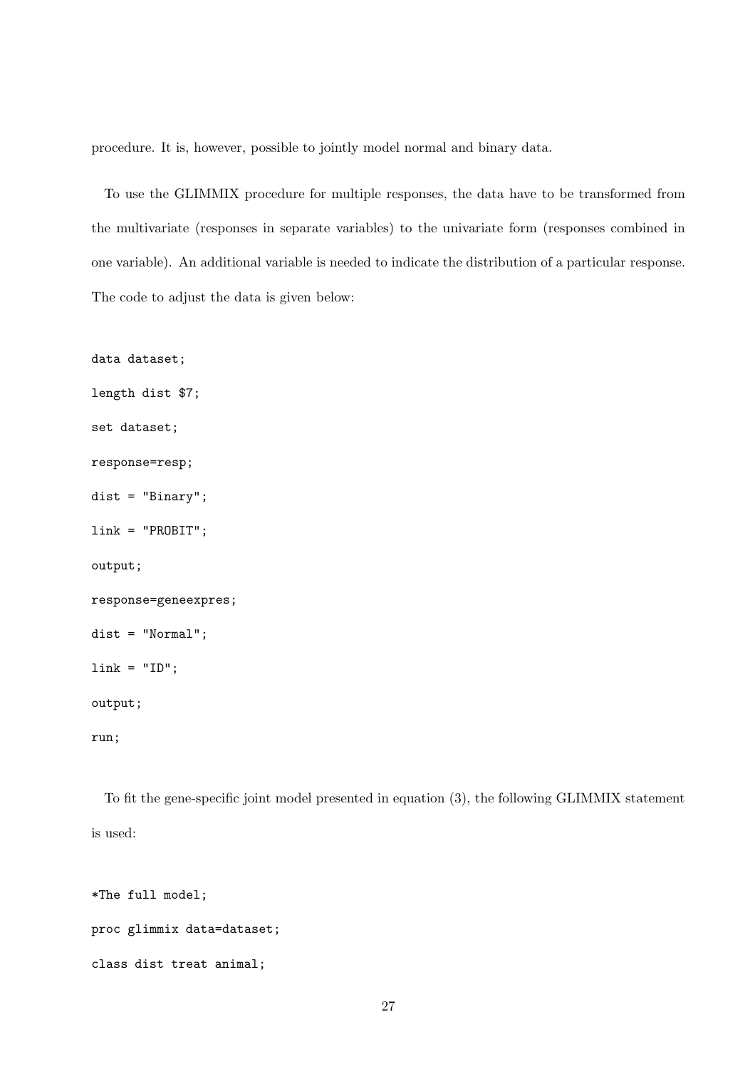procedure. It is, however, possible to jointly model normal and binary data.

To use the GLIMMIX procedure for multiple responses, the data have to be transformed from the multivariate (responses in separate variables) to the univariate form (responses combined in one variable). An additional variable is needed to indicate the distribution of a particular response. The code to adjust the data is given below:

```
data dataset;
length dist $7;
set dataset;
response=resp;
dist = "Binary";
link = "PROBIT";
output;
response=geneexpres;
dist = "Normal";
link = "ID";
output;
run;
```

To fit the gene-specific joint model presented in equation (3), the following GLIMMIX statement is used:

```
*The full model;
proc glimmix data=dataset;
class dist treat animal;
```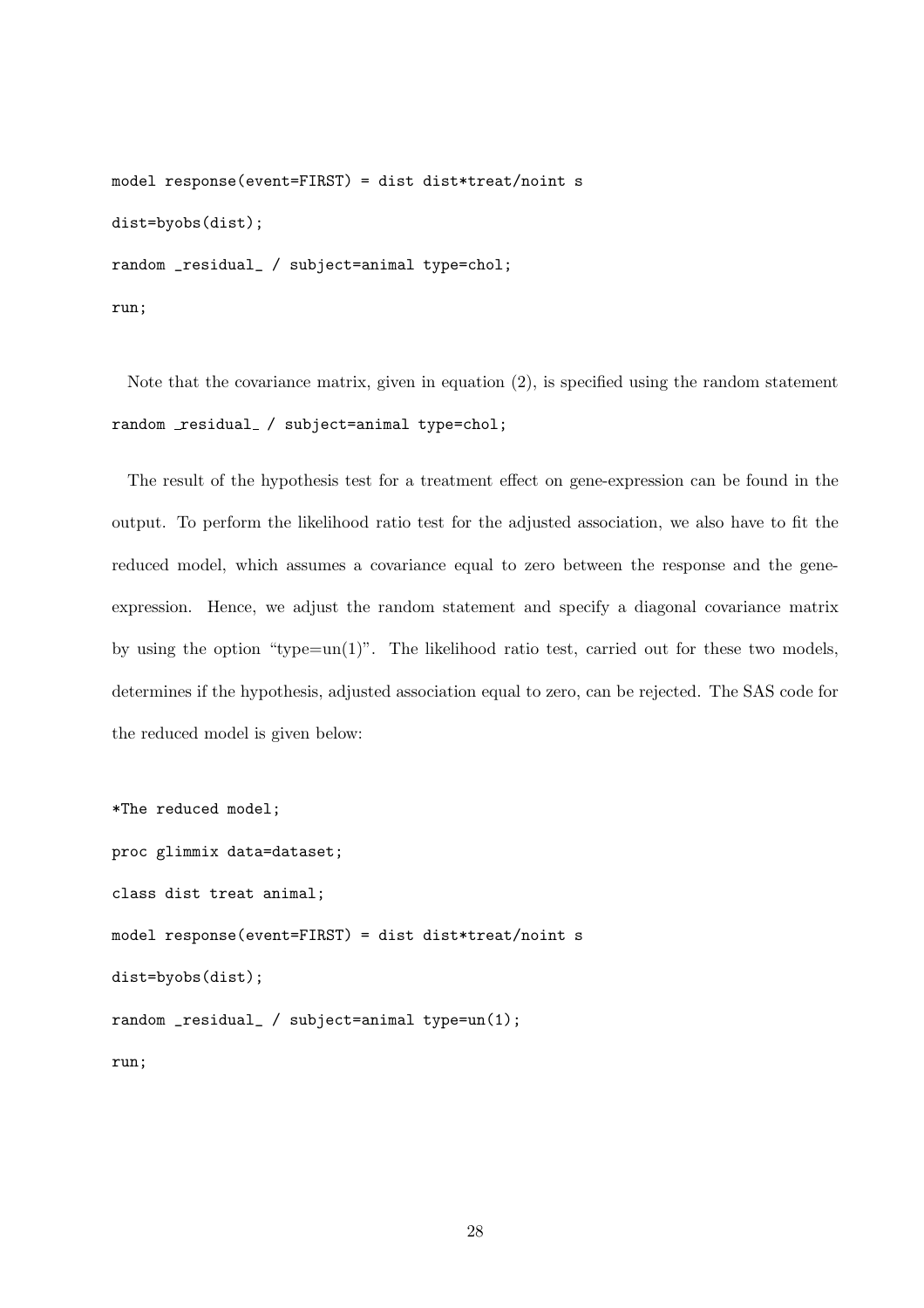```
model response(event=FIRST) = dist dist*treat/noint s
dist=byobs(dist);
random _residual_ / subject=animal type=chol;
run;
```

Note that the covariance matrix, given in equation (2), is specified using the random statement `random _residual_ / subject=animal type=chol;`

The result of the hypothesis test for a treatment effect on gene-expression can be found in the output. To perform the likelihood ratio test for the adjusted association, we also have to fit the reduced model, which assumes a covariance equal to zero between the response and the gene-expression. Hence, we adjust the random statement and specify a diagonal covariance matrix by using the option "type=un(1)". The likelihood ratio test, carried out for these two models, determines if the hypothesis, adjusted association equal to zero, can be rejected. The SAS code for the reduced model is given below:

```
*The reduced model;
proc glimmix data=dataset;
class dist treat animal;
model response(event=FIRST) = dist dist*treat/noint s
dist=byobs(dist);
random _residual_ / subject=animal type=un(1);
run;
```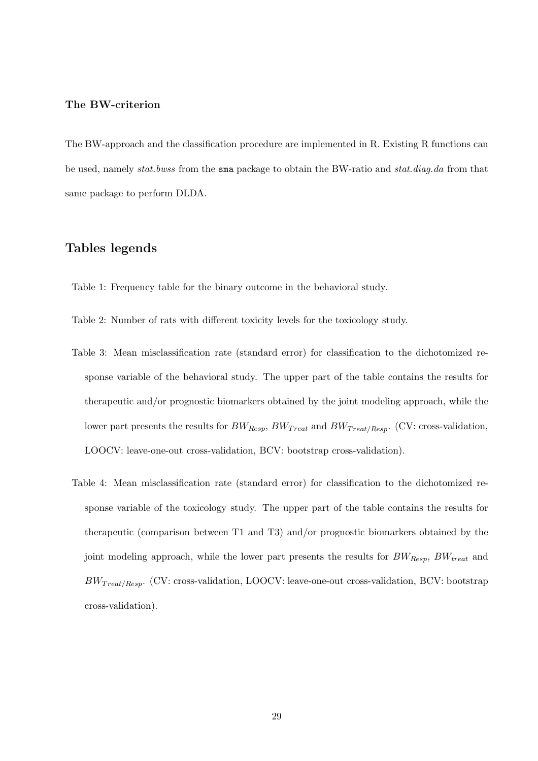### The BW-criterion

The BW-approach and the classification procedure are implemented in R. Existing R functions can be used, namely *stat.bwss* from the `sma` package to obtain the BW-ratio and *stat.diag.da* from that same package to perform DLDA.

## Tables legends

Table 1: Frequency table for the binary outcome in the behavioral study.

Table 2: Number of rats with different toxicity levels for the toxicology study.

Table 3: Mean misclassification rate (standard error) for classification to the dichotomized response variable of the behavioral study. The upper part of the table contains the results for therapeutic and/or prognostic biomarkers obtained by the joint modeling approach, while the lower part presents the results for $BW_{Resp}$, $BW_{Treat}$ and $BW_{Treat/Resp}$. (CV: cross-validation, LOOCV: leave-one-out cross-validation, BCV: bootstrap cross-validation).

Table 4: Mean misclassification rate (standard error) for classification to the dichotomized response variable of the toxicology study. The upper part of the table contains the results for therapeutic (comparison between T1 and T3) and/or prognostic biomarkers obtained by the joint modeling approach, while the lower part presents the results for $BW_{Resp}$, $BW_{treat}$ and $BW_{Treat/Resp}$. (CV: cross-validation, LOOCV: leave-one-out cross-validation, BCV: bootstrap cross-validation).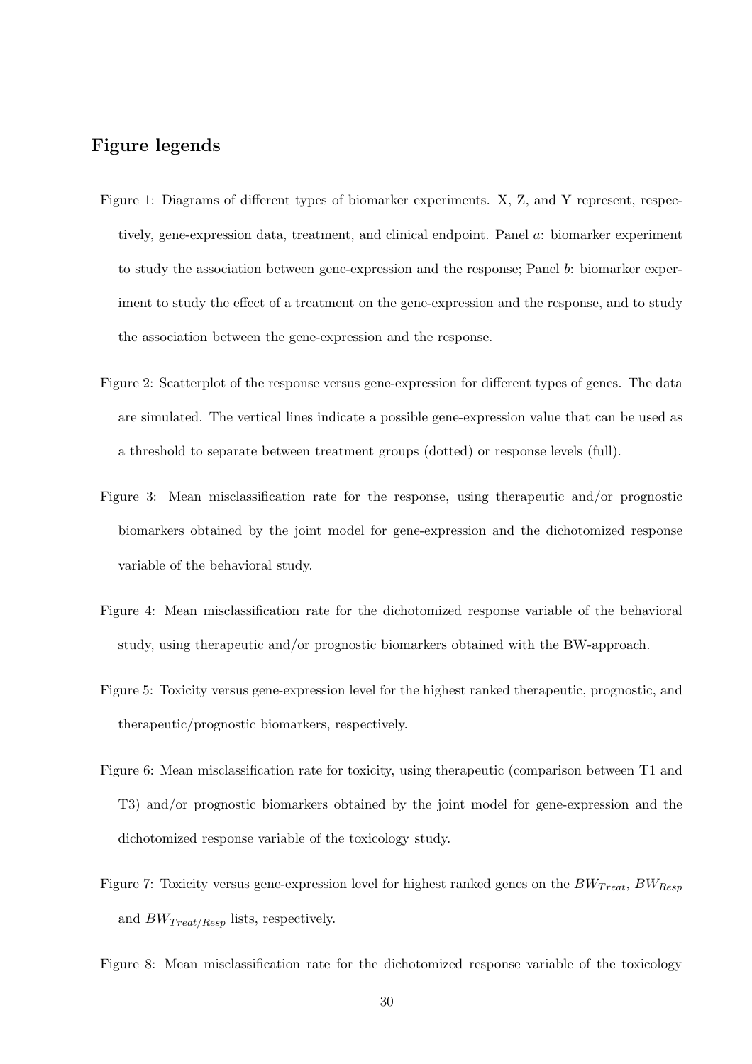## Figure legends

Figure 1: Diagrams of different types of biomarker experiments. X, Z, and Y represent, respectively, gene-expression data, treatment, and clinical endpoint. Panel *a*: biomarker experiment to study the association between gene-expression and the response; Panel *b*: biomarker experiment to study the effect of a treatment on the gene-expression and the response, and to study the association between the gene-expression and the response.

Figure 2: Scatterplot of the response versus gene-expression for different types of genes. The data are simulated. The vertical lines indicate a possible gene-expression value that can be used as a threshold to separate between treatment groups (dotted) or response levels (full).

Figure 3: Mean misclassification rate for the response, using therapeutic and/or prognostic biomarkers obtained by the joint model for gene-expression and the dichotomized response variable of the behavioral study.

Figure 4: Mean misclassification rate for the dichotomized response variable of the behavioral study, using therapeutic and/or prognostic biomarkers obtained with the BW-approach.

Figure 5: Toxicity versus gene-expression level for the highest ranked therapeutic, prognostic, and therapeutic/prognostic biomarkers, respectively.

Figure 6: Mean misclassification rate for toxicity, using therapeutic (comparison between T1 and T3) and/or prognostic biomarkers obtained by the joint model for gene-expression and the dichotomized response variable of the toxicology study.

Figure 7: Toxicity versus gene-expression level for highest ranked genes on the $BW_{Treat}$, $BW_{Resp}$ and $BW_{Treat/Resp}$ lists, respectively.

Figure 8: Mean misclassification rate for the dichotomized response variable of the toxicology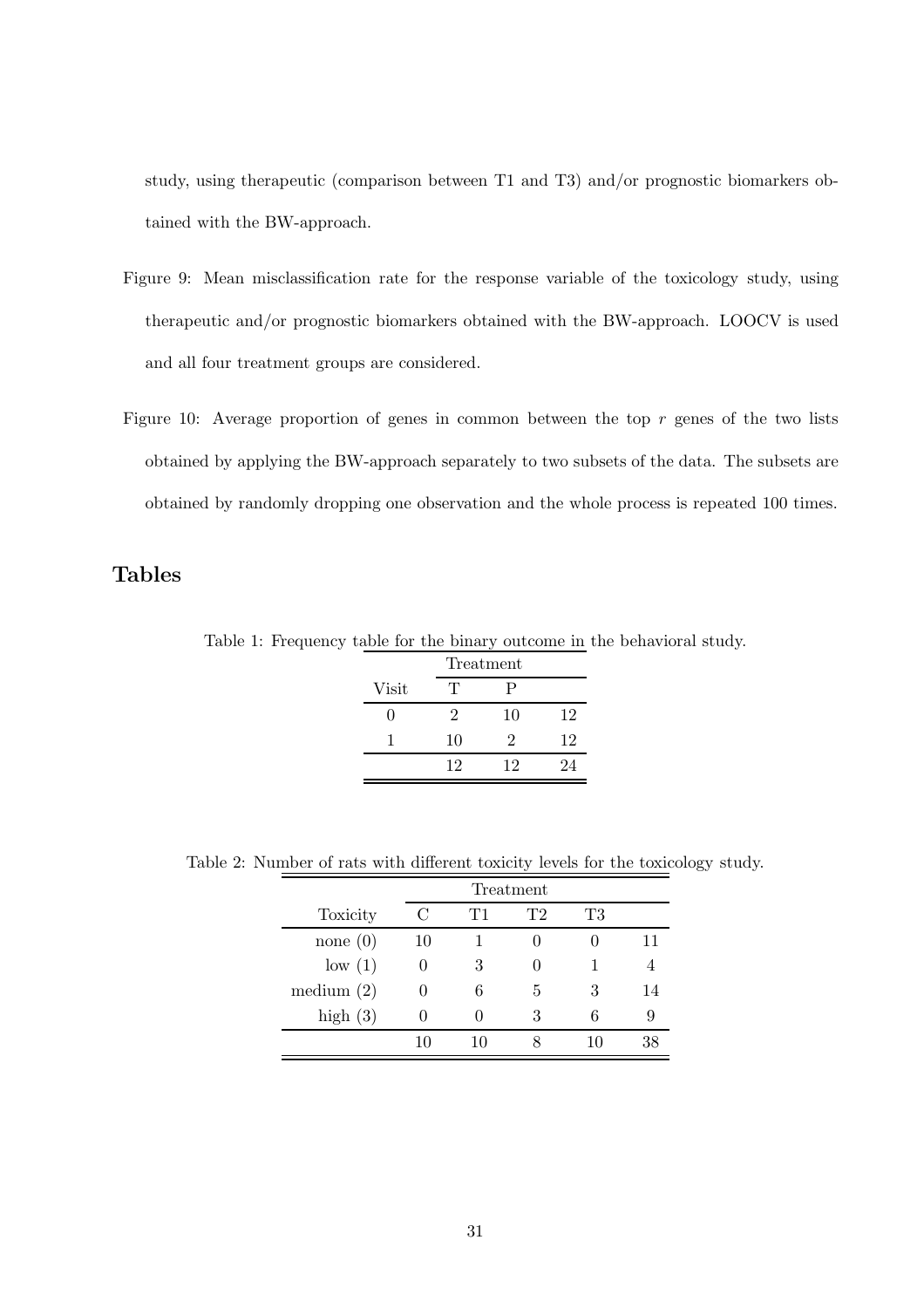study, using therapeutic (comparison between T1 and T3) and/or prognostic biomarkers obtained with the BW-approach.

Figure 9: Mean misclassification rate for the response variable of the toxicology study, using therapeutic and/or prognostic biomarkers obtained with the BW-approach. LOOCV is used and all four treatment groups are considered.

Figure 10: Average proportion of genes in common between the top $r$ genes of the two lists obtained by applying the BW-approach separately to two subsets of the data. The subsets are obtained by randomly dropping one observation and the whole process is repeated 100 times.

## Tables

Table 1: Frequency table for the binary outcome in the behavioral study.

| | Treatment | | |
|---|---|---|---|
| Visit | T | P | |
| 0 | 2 | 10 | 12 |
| 1 | 10 | 2 | 12 |
| | 12 | 12 | 24 |

Table 2: Number of rats with different toxicity levels for the toxicology study.

| | Treatment | | | | |
|---|---|---|---|---|---|
| Toxicity | C | T1 | T2 | T3 | |
| none (0) | 10 | 1 | 0 | 0 | 11 |
| low (1) | 0 | 3 | 0 | 1 | 4 |
| medium (2) | 0 | 6 | 5 | 3 | 14 |
| high (3) | 0 | 0 | 3 | 6 | 9 |
| | 10 | 10 | 8 | 10 | 38 |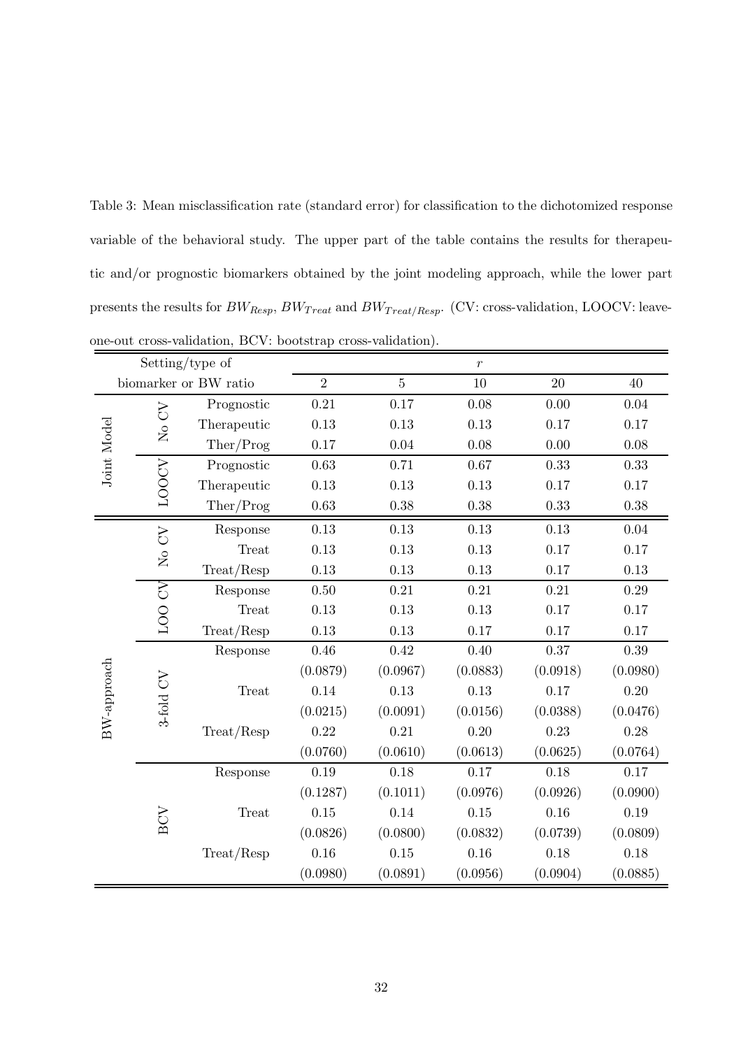Table 3: Mean misclassification rate (standard error) for classification to the dichotomized response variable of the behavioral study. The upper part of the table contains the results for therapeutic and/or prognostic biomarkers obtained by the joint modeling approach, while the lower part presents the results for $BW_{Resp}$, $BW_{Treat}$ and $BW_{Treat/Resp}$. (CV: cross-validation, LOOCV: leave-one-out cross-validation, BCV: bootstrap cross-validation).

| Setting/type of biomarker or BW ratio | | | $r$ = 2 | 5 | 10 | 20 | 40 |
|---|---|---|---|---|---|---|---|
| Joint Model | No CV | Prognostic | 0.21 | 0.17 | 0.08 | 0.00 | 0.04 |
| | | Therapeutic | 0.13 | 0.13 | 0.13 | 0.17 | 0.17 |
| | | Ther/Prog | 0.17 | 0.04 | 0.08 | 0.00 | 0.08 |
| | LOOCV | Prognostic | 0.63 | 0.71 | 0.67 | 0.33 | 0.33 |
| | | Therapeutic | 0.13 | 0.13 | 0.13 | 0.17 | 0.17 |
| | | Ther/Prog | 0.63 | 0.38 | 0.38 | 0.33 | 0.38 |
| BW-approach | No CV | Response | 0.13 | 0.13 | 0.13 | 0.13 | 0.04 |
| | | Treat | 0.13 | 0.13 | 0.13 | 0.17 | 0.17 |
| | | Treat/Resp | 0.13 | 0.13 | 0.13 | 0.17 | 0.13 |
| | LOO CV | Response | 0.50 | 0.21 | 0.21 | 0.21 | 0.29 |
| | | Treat | 0.13 | 0.13 | 0.13 | 0.17 | 0.17 |
| | | Treat/Resp | 0.13 | 0.13 | 0.17 | 0.17 | 0.17 |
| | 3-fold CV | Response | 0.46 | 0.42 | 0.40 | 0.37 | 0.39 |
| | | | (0.0879) | (0.0967) | (0.0883) | (0.0918) | (0.0980) |
| | | Treat | 0.14 | 0.13 | 0.13 | 0.17 | 0.20 |
| | | | (0.0215) | (0.0091) | (0.0156) | (0.0388) | (0.0476) |
| | | Treat/Resp | 0.22 | 0.21 | 0.20 | 0.23 | 0.28 |
| | | | (0.0760) | (0.0610) | (0.0613) | (0.0625) | (0.0764) |
| | BCV | Response | 0.19 | 0.18 | 0.17 | 0.18 | 0.17 |
| | | | (0.1287) | (0.1011) | (0.0976) | (0.0926) | (0.0900) |
| | | Treat | 0.15 | 0.14 | 0.15 | 0.16 | 0.19 |
| | | | (0.0826) | (0.0800) | (0.0832) | (0.0739) | (0.0809) |
| | | Treat/Resp | 0.16 | 0.15 | 0.16 | 0.18 | 0.18 |
| | | | (0.0980) | (0.0891) | (0.0956) | (0.0904) | (0.0885) |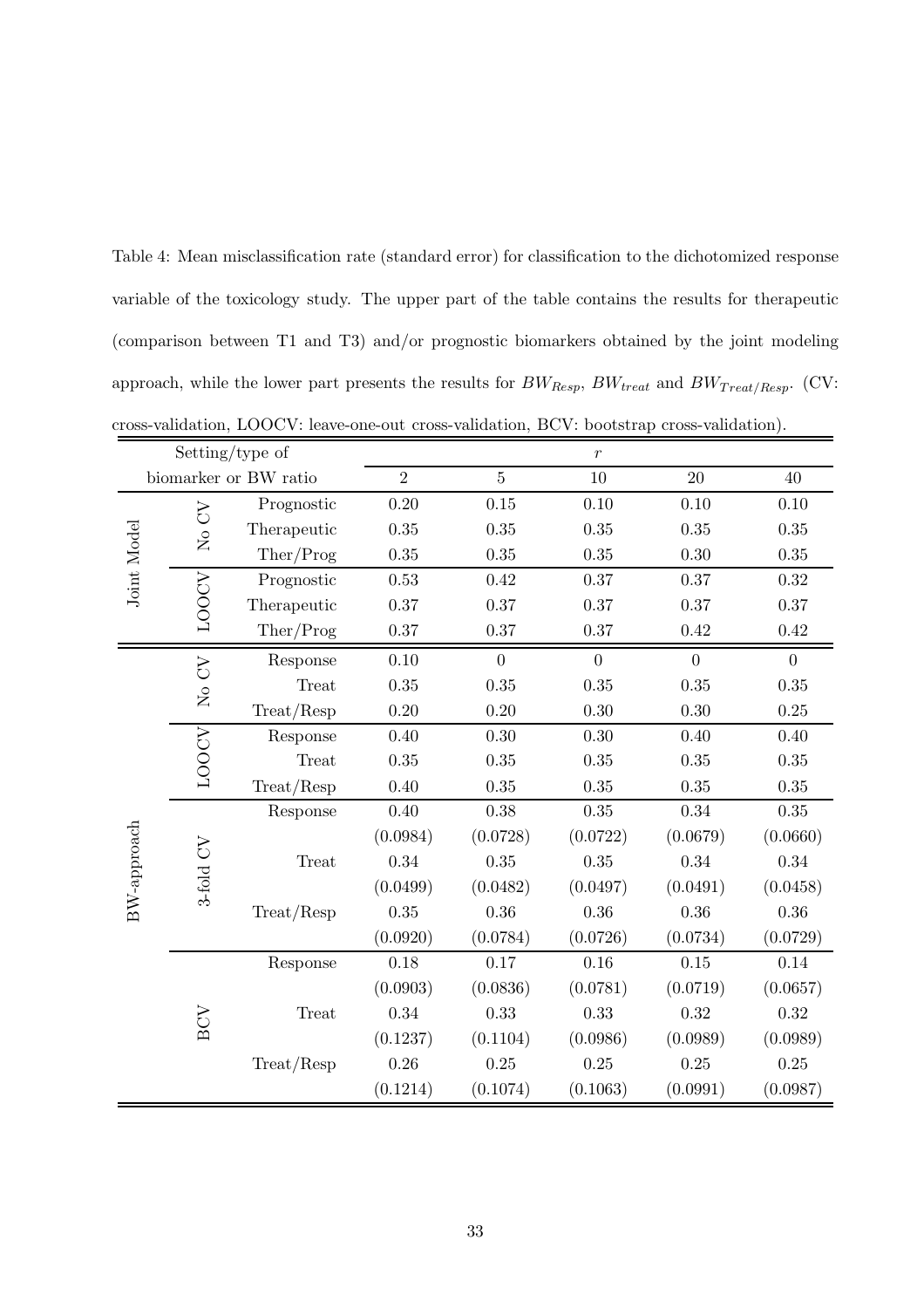Table 4: Mean misclassification rate (standard error) for classification to the dichotomized response variable of the toxicology study. The upper part of the table contains the results for therapeutic (comparison between T1 and T3) and/or prognostic biomarkers obtained by the joint modeling approach, while the lower part presents the results for $BW_{Resp}$, $BW_{treat}$ and $BW_{Treat/Resp}$. (CV: cross-validation, LOOCV: leave-one-out cross-validation, BCV: bootstrap cross-validation).

| Setting/type of biomarker or BW ratio | | | $r$ = 2 | 5 | 10 | 20 | 40 |
|---|---|---|---|---|---|---|---|
| Joint Model | No CV | Prognostic | 0.20 | 0.15 | 0.10 | 0.10 | 0.10 |
| | | Therapeutic | 0.35 | 0.35 | 0.35 | 0.35 | 0.35 |
| | | Ther/Prog | 0.35 | 0.35 | 0.35 | 0.30 | 0.35 |
| | LOOCV | Prognostic | 0.53 | 0.42 | 0.37 | 0.37 | 0.32 |
| | | Therapeutic | 0.37 | 0.37 | 0.37 | 0.37 | 0.37 |
| | | Ther/Prog | 0.37 | 0.37 | 0.37 | 0.42 | 0.42 |
| BW-approach | No CV | Response | 0.10 | 0 | 0 | 0 | 0 |
| | | Treat | 0.35 | 0.35 | 0.35 | 0.35 | 0.35 |
| | | Treat/Resp | 0.20 | 0.20 | 0.30 | 0.30 | 0.25 |
| | LOOCV | Response | 0.40 | 0.30 | 0.30 | 0.40 | 0.40 |
| | | Treat | 0.35 | 0.35 | 0.35 | 0.35 | 0.35 |
| | | Treat/Resp | 0.40 | 0.35 | 0.35 | 0.35 | 0.35 |
| | 3-fold CV | Response | 0.40 | 0.38 | 0.35 | 0.34 | 0.35 |
| | | | (0.0984) | (0.0728) | (0.0722) | (0.0679) | (0.0660) |
| | | Treat | 0.34 | 0.35 | 0.35 | 0.34 | 0.34 |
| | | | (0.0499) | (0.0482) | (0.0497) | (0.0491) | (0.0458) |
| | | Treat/Resp | 0.35 | 0.36 | 0.36 | 0.36 | 0.36 |
| | | | (0.0920) | (0.0784) | (0.0726) | (0.0734) | (0.0729) |
| | BCV | Response | 0.18 | 0.17 | 0.16 | 0.15 | 0.14 |
| | | | (0.0903) | (0.0836) | (0.0781) | (0.0719) | (0.0657) |
| | | Treat | 0.34 | 0.33 | 0.33 | 0.32 | 0.32 |
| | | | (0.1237) | (0.1104) | (0.0986) | (0.0989) | (0.0989) |
| | | Treat/Resp | 0.26 | 0.25 | 0.25 | 0.25 | 0.25 |
| | | | (0.1214) | (0.1074) | (0.1063) | (0.0991) | (0.0987) |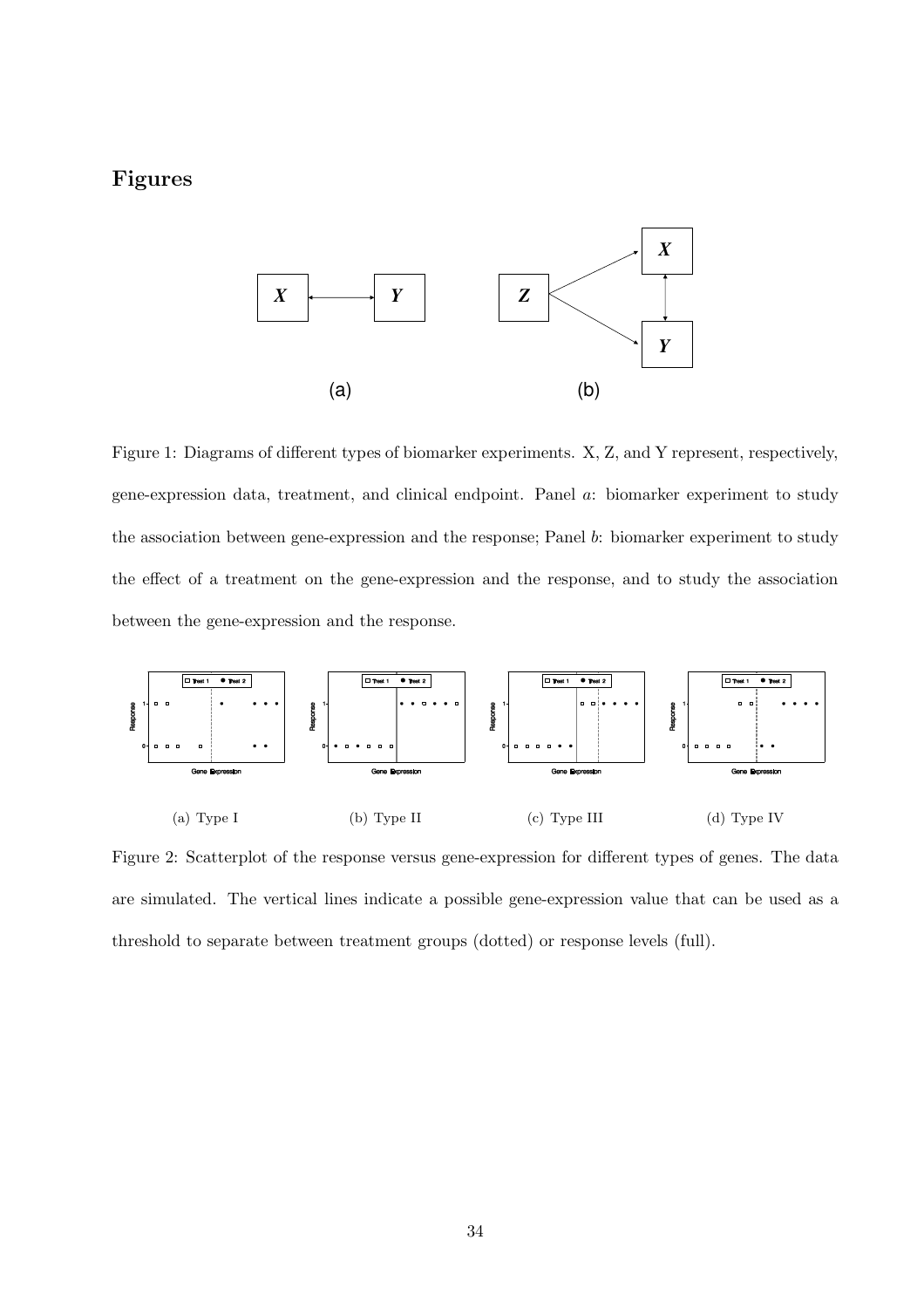# Figures

Figure 1: Diagrams of different types of biomarker experiments. X, Z, and Y represent, respectively, gene-expression data, treatment, and clinical endpoint. Panel *a*: biomarker experiment to study the association between gene-expression and the response; Panel *b*: biomarker experiment to study the effect of a treatment on the gene-expression and the response, and to study the association between the gene-expression and the response.

(a) Type I

(b) Type II

(c) Type III

(d) Type IV

Figure 2: Scatterplot of the response versus gene-expression for different types of genes. The data are simulated. The vertical lines indicate a possible gene-expression value that can be used as a threshold to separate between treatment groups (dotted) or response levels (full).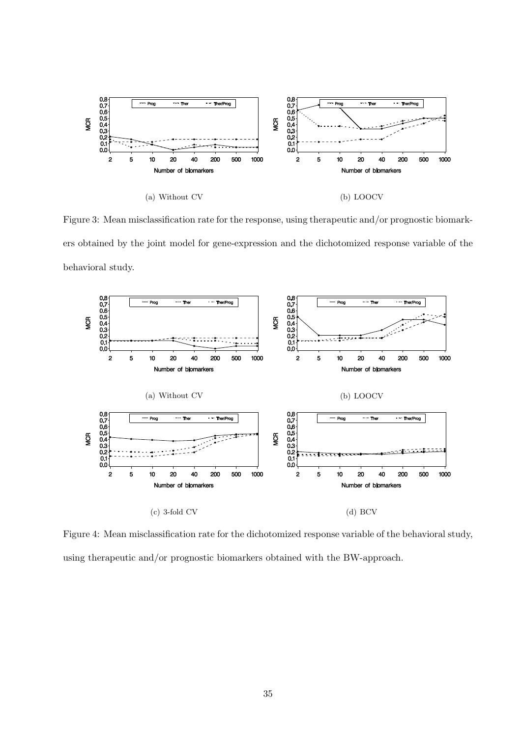(a) Without CV

(b) LOOCV

Figure 3: Mean misclassification rate for the response, using therapeutic and/or prognostic biomarkers obtained by the joint model for gene-expression and the dichotomized response variable of the behavioral study.

(a) Without CV

(b) LOOCV

(c) 3-fold CV

(d) BCV

Figure 4: Mean misclassification rate for the dichotomized response variable of the behavioral study, using therapeutic and/or prognostic biomarkers obtained with the BW-approach.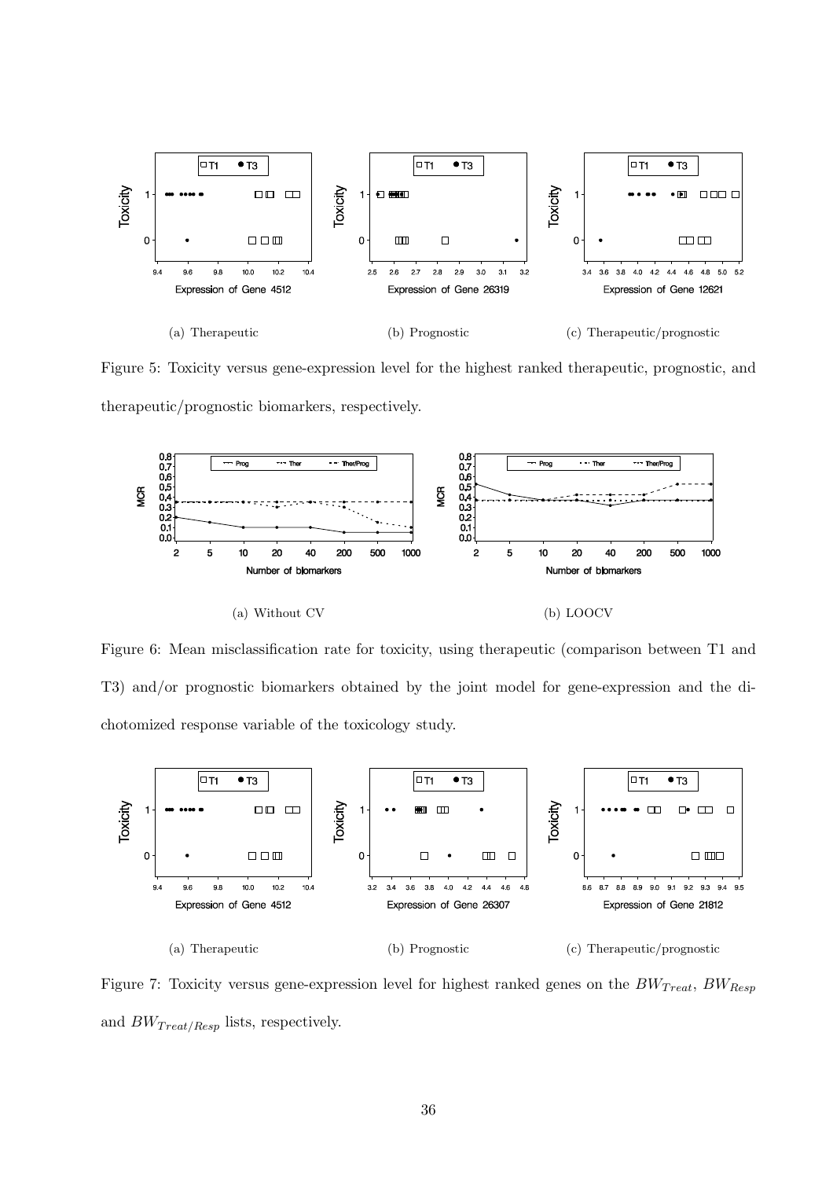(a) Therapeutic

(b) Prognostic

(c) Therapeutic/prognostic

Figure 5: Toxicity versus gene-expression level for the highest ranked therapeutic, prognostic, and therapeutic/prognostic biomarkers, respectively.

(a) Without CV

(b) LOOCV

Figure 6: Mean misclassification rate for toxicity, using therapeutic (comparison between T1 and T3) and/or prognostic biomarkers obtained by the joint model for gene-expression and the dichotomized response variable of the toxicology study.

(a) Therapeutic

(b) Prognostic

(c) Therapeutic/prognostic

Figure 7: Toxicity versus gene-expression level for highest ranked genes on the $BW_{Treat}$, $BW_{Resp}$ and $BW_{Treat/Resp}$ lists, respectively.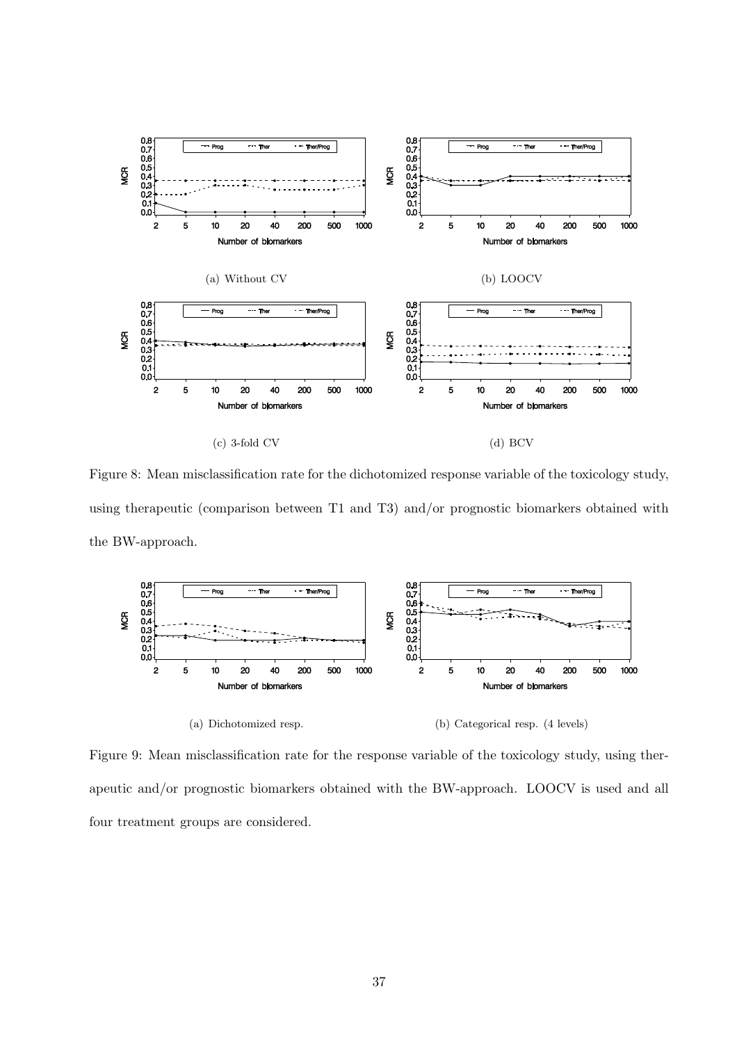(a) Without CV

(b) LOOCV

(c) 3-fold CV

(d) BCV

Figure 8: Mean misclassification rate for the dichotomized response variable of the toxicology study, using therapeutic (comparison between T1 and T3) and/or prognostic biomarkers obtained with the BW-approach.

(a) Dichotomized resp.

(b) Categorical resp. (4 levels)

Figure 9: Mean misclassification rate for the response variable of the toxicology study, using therapeutic and/or prognostic biomarkers obtained with the BW-approach. LOOCV is used and all four treatment groups are considered.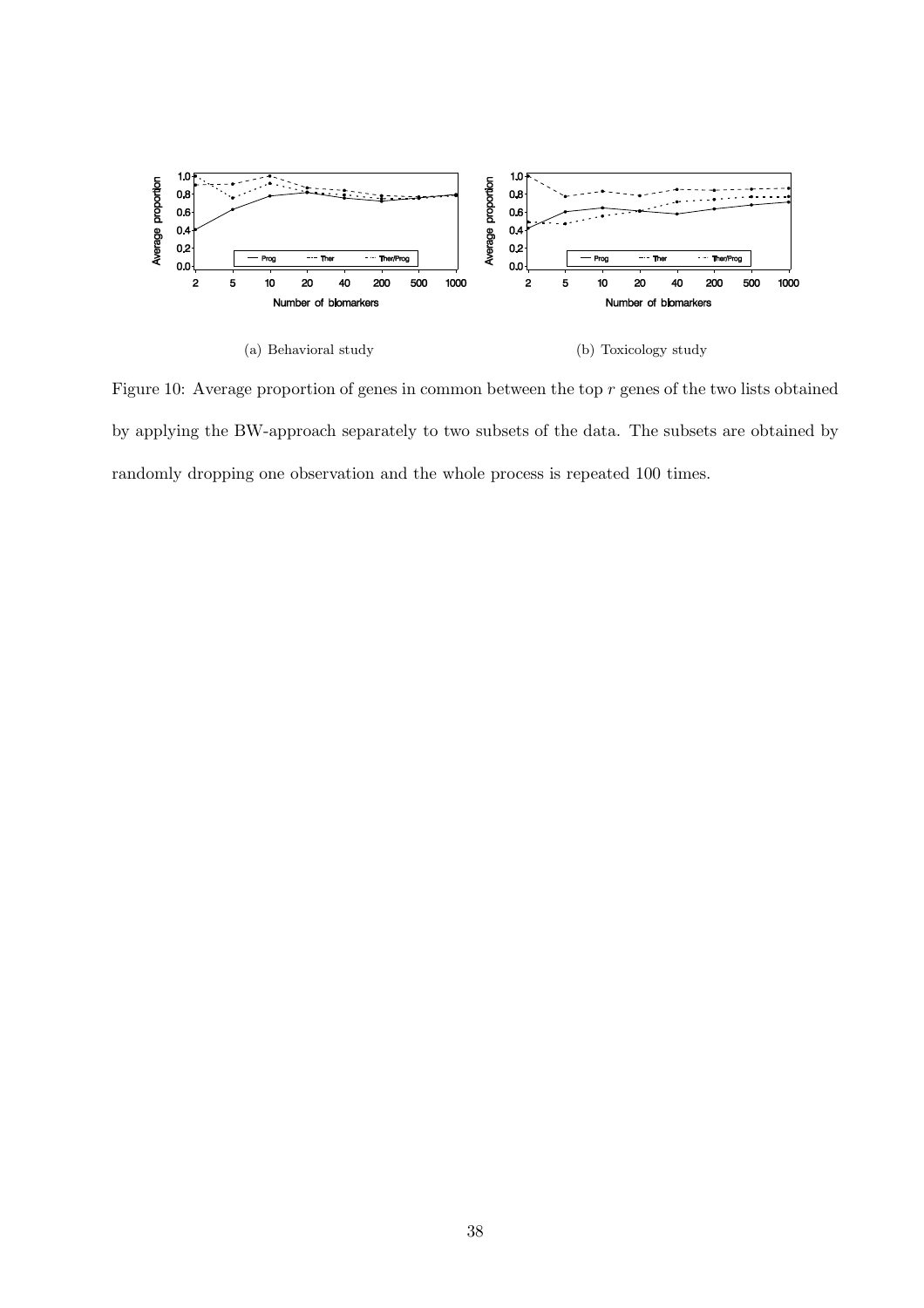Average proportion

1.0
0.8
0.6
0.4
0.2
0.0

Prog — Ther — Ther/Prog

2 5 10 20 40 200 500 1000

Number of biomarkers

(a) Behavioral study

Average proportion

1.0
0.8
0.6
0.4
0.2
0.0

Prog — Ther — Ther/Prog

2 5 10 20 40 200 500 1000

Number of biomarkers

(b) Toxicology study

Figure 10: Average proportion of genes in common between the top $r$ genes of the two lists obtained by applying the BW-approach separately to two subsets of the data. The subsets are obtained by randomly dropping one observation and the whole process is repeated 100 times.